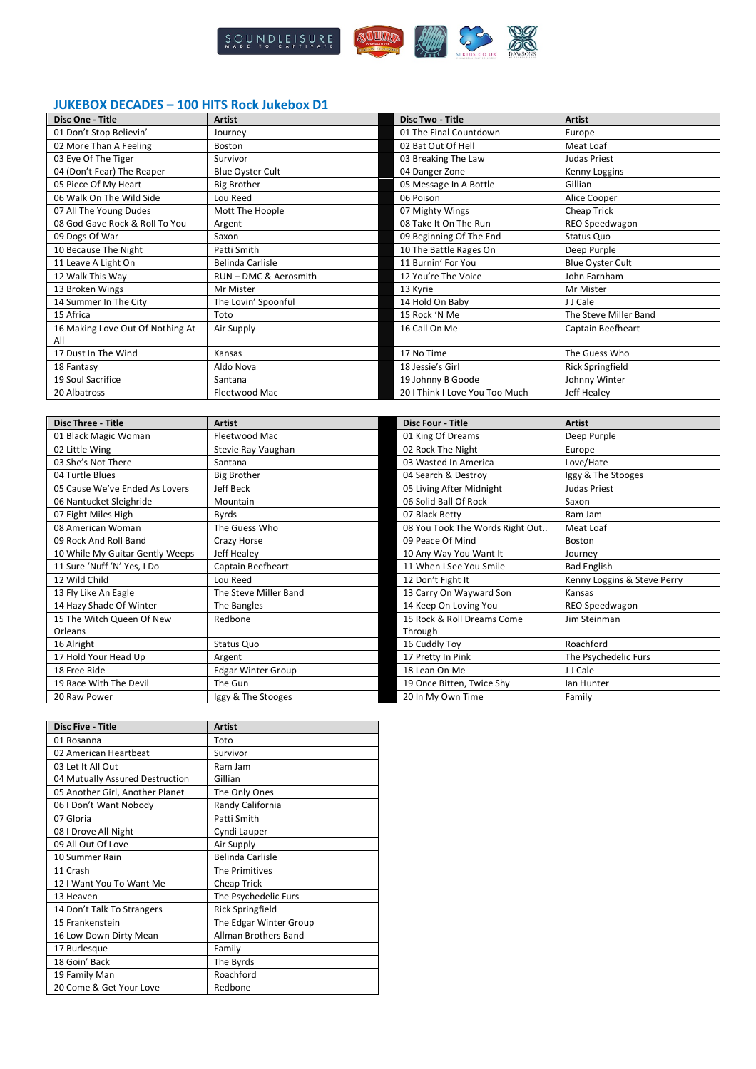## JUKEBOX DECADES – 100 HITS Rock Jukebox D1

| Disc One - Title | Artist | Disc Two - Title | Artist |
|---|---|---|---|
| 01 Don't Stop Believin' | Journey | 01 The Final Countdown | Europe |
| 02 More Than A Feeling | Boston | 02 Bat Out Of Hell | Meat Loaf |
| 03 Eye Of The Tiger | Survivor | 03 Breaking The Law | Judas Priest |
| 04 (Don't Fear) The Reaper | Blue Oyster Cult | 04 Danger Zone | Kenny Loggins |
| 05 Piece Of My Heart | Big Brother | 05 Message In A Bottle | Gillian |
| 06 Walk On The Wild Side | Lou Reed | 06 Poison | Alice Cooper |
| 07 All The Young Dudes | Mott The Hoople | 07 Mighty Wings | Cheap Trick |
| 08 God Gave Rock & Roll To You | Argent | 08 Take It On The Run | REO Speedwagon |
| 09 Dogs Of War | Saxon | 09 Beginning Of The End | Status Quo |
| 10 Because The Night | Patti Smith | 10 The Battle Rages On | Deep Purple |
| 11 Leave A Light On | Belinda Carlisle | 11 Burnin' For You | Blue Oyster Cult |
| 12 Walk This Way | RUN – DMC & Aerosmith | 12 You're The Voice | John Farnham |
| 13 Broken Wings | Mr Mister | 13 Kyrie | Mr Mister |
| 14 Summer In The City | The Lovin' Spoonful | 14 Hold On Baby | J J Cale |
| 15 Africa | Toto | 15 Rock 'N Me | The Steve Miller Band |
| 16 Making Love Out Of Nothing At All | Air Supply | 16 Call On Me | Captain Beefheart |
| 17 Dust In The Wind | Kansas | 17 No Time | The Guess Who |
| 18 Fantasy | Aldo Nova | 18 Jessie's Girl | Rick Springfield |
| 19 Soul Sacrifice | Santana | 19 Johnny B Goode | Johnny Winter |
| 20 Albatross | Fleetwood Mac | 20 I Think I Love You Too Much | Jeff Healey |

| Disc Three - Title | Artist | Disc Four - Title | Artist |
|---|---|---|---|
| 01 Black Magic Woman | Fleetwood Mac | 01 King Of Dreams | Deep Purple |
| 02 Little Wing | Stevie Ray Vaughan | 02 Rock The Night | Europe |
| 03 She's Not There | Santana | 03 Wasted In America | Love/Hate |
| 04 Turtle Blues | Big Brother | 04 Search & Destroy | Iggy & The Stooges |
| 05 Cause We've Ended As Lovers | Jeff Beck | 05 Living After Midnight | Judas Priest |
| 06 Nantucket Sleighride | Mountain | 06 Solid Ball Of Rock | Saxon |
| 07 Eight Miles High | Byrds | 07 Black Betty | Ram Jam |
| 08 American Woman | The Guess Who | 08 You Took The Words Right Out.. | Meat Loaf |
| 09 Rock And Roll Band | Crazy Horse | 09 Peace Of Mind | Boston |
| 10 While My Guitar Gently Weeps | Jeff Healey | 10 Any Way You Want It | Journey |
| 11 Sure 'Nuff 'N' Yes, I Do | Captain Beefheart | 11 When I See You Smile | Bad English |
| 12 Wild Child | Lou Reed | 12 Don't Fight It | Kenny Loggins & Steve Perry |
| 13 Fly Like An Eagle | The Steve Miller Band | 13 Carry On Wayward Son | Kansas |
| 14 Hazy Shade Of Winter | The Bangles | 14 Keep On Loving You | REO Speedwagon |
| 15 The Witch Queen Of New Orleans | Redbone | 15 Rock & Roll Dreams Come Through | Jim Steinman |
| 16 Alright | Status Quo | 16 Cuddly Toy | Roachford |
| 17 Hold Your Head Up | Argent | 17 Pretty In Pink | The Psychedelic Furs |
| 18 Free Ride | Edgar Winter Group | 18 Lean On Me | J J Cale |
| 19 Race With The Devil | The Gun | 19 Once Bitten, Twice Shy | Ian Hunter |
| 20 Raw Power | Iggy & The Stooges | 20 In My Own Time | Family |

| Disc Five - Title | Artist |
|---|---|
| 01 Rosanna | Toto |
| 02 American Heartbeat | Survivor |
| 03 Let It All Out | Ram Jam |
| 04 Mutually Assured Destruction | Gillian |
| 05 Another Girl, Another Planet | The Only Ones |
| 06 I Don't Want Nobody | Randy California |
| 07 Gloria | Patti Smith |
| 08 I Drove All Night | Cyndi Lauper |
| 09 All Out Of Love | Air Supply |
| 10 Summer Rain | Belinda Carlisle |
| 11 Crash | The Primitives |
| 12 I Want You To Want Me | Cheap Trick |
| 13 Heaven | The Psychedelic Furs |
| 14 Don't Talk To Strangers | Rick Springfield |
| 15 Frankenstein | The Edgar Winter Group |
| 16 Low Down Dirty Mean | Allman Brothers Band |
| 17 Burlesque | Family |
| 18 Goin' Back | The Byrds |
| 19 Family Man | Roachford |
| 20 Come & Get Your Love | Redbone |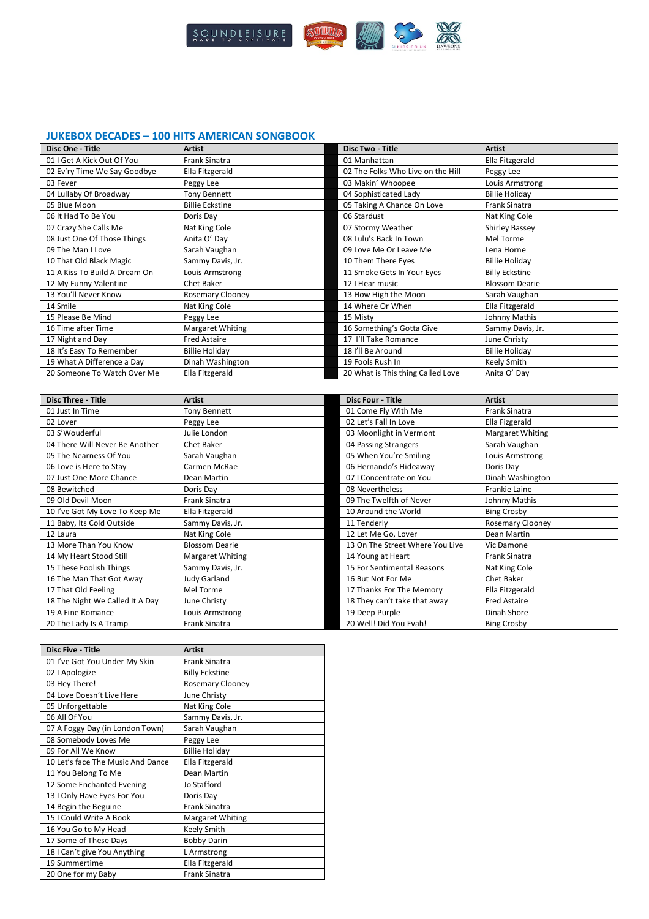## JUKEBOX DECADES – 100 HITS AMERICAN SONGBOOK

| Disc One - Title | Artist |
|---|---|
| 01 I Get A Kick Out Of You | Frank Sinatra |
| 02 Ev'ry Time We Say Goodbye | Ella Fitzgerald |
| 03 Fever | Peggy Lee |
| 04 Lullaby Of Broadway | Tony Bennett |
| 05 Blue Moon | Billie Eckstine |
| 06 It Had To Be You | Doris Day |
| 07 Crazy She Calls Me | Nat King Cole |
| 08 Just One Of Those Things | Anita O' Day |
| 09 The Man I Love | Sarah Vaughan |
| 10 That Old Black Magic | Sammy Davis, Jr. |
| 11 A Kiss To Build A Dream On | Louis Armstrong |
| 12 My Funny Valentine | Chet Baker |
| 13 You'll Never Know | Rosemary Clooney |
| 14 Smile | Nat King Cole |
| 15 Please Be Mind | Peggy Lee |
| 16 Time after Time | Margaret Whiting |
| 17 Night and Day | Fred Astaire |
| 18 It's Easy To Remember | Billie Holiday |
| 19 What A Difference a Day | Dinah Washington |
| 20 Someone To Watch Over Me | Ella Fitzgerald |

| Disc Two - Title | Artist |
|---|---|
| 01 Manhattan | Ella Fitzgerald |
| 02 The Folks Who Live on the Hill | Peggy Lee |
| 03 Makin' Whoopee | Louis Armstrong |
| 04 Sophisticated Lady | Billie Holiday |
| 05 Taking A Chance On Love | Frank Sinatra |
| 06 Stardust | Nat King Cole |
| 07 Stormy Weather | Shirley Bassey |
| 08 Lulu's Back In Town | Mel Torme |
| 09 Love Me Or Leave Me | Lena Horne |
| 10 Them There Eyes | Billie Holiday |
| 11 Smoke Gets In Your Eyes | Billy Eckstine |
| 12 I Hear music | Blossom Dearie |
| 13 How High the Moon | Sarah Vaughan |
| 14 Where Or When | Ella Fitzgerald |
| 15 Misty | Johnny Mathis |
| 16 Something's Gotta Give | Sammy Davis, Jr. |
| 17 I'll Take Romance | June Christy |
| 18 I'll Be Around | Billie Holiday |
| 19 Fools Rush In | Keely Smith |
| 20 What is This thing Called Love | Anita O' Day |

| Disc Three - Title | Artist |
|---|---|
| 01 Just In Time | Tony Bennett |
| 02 Lover | Peggy Lee |
| 03 S'Wouderful | Julie London |
| 04 There Will Never Be Another | Chet Baker |
| 05 The Nearness Of You | Sarah Vaughan |
| 06 Love is Here to Stay | Carmen McRae |
| 07 Just One More Chance | Dean Martin |
| 08 Bewitched | Doris Day |
| 09 Old Devil Moon | Frank Sinatra |
| 10 I've Got My Love To Keep Me | Ella Fitzgerald |
| 11 Baby, Its Cold Outside | Sammy Davis, Jr. |
| 12 Laura | Nat King Cole |
| 13 More Than You Know | Blossom Dearie |
| 14 My Heart Stood Still | Margaret Whiting |
| 15 These Foolish Things | Sammy Davis, Jr. |
| 16 The Man That Got Away | Judy Garland |
| 17 That Old Feeling | Mel Torme |
| 18 The Night We Called It A Day | June Christy |
| 19 A Fine Romance | Louis Armstrong |
| 20 The Lady Is A Tramp | Frank Sinatra |

| Disc Four - Title | Artist |
|---|---|
| 01 Come Fly With Me | Frank Sinatra |
| 02 Let's Fall In Love | Ella Fizgerald |
| 03 Moonlight in Vermont | Margaret Whiting |
| 04 Passing Strangers | Sarah Vaughan |
| 05 When You're Smiling | Louis Armstrong |
| 06 Hernando's Hideaway | Doris Day |
| 07 I Concentrate on You | Dinah Washington |
| 08 Nevertheless | Frankie Laine |
| 09 The Twelfth of Never | Johnny Mathis |
| 10 Around the World | Bing Crosby |
| 11 Tenderly | Rosemary Clooney |
| 12 Let Me Go, Lover | Dean Martin |
| 13 On The Street Where You Live | Vic Damone |
| 14 Young at Heart | Frank Sinatra |
| 15 For Sentimental Reasons | Nat King Cole |
| 16 But Not For Me | Chet Baker |
| 17 Thanks For The Memory | Ella Fitzgerald |
| 18 They can't take that away | Fred Astaire |
| 19 Deep Purple | Dinah Shore |
| 20 Well! Did You Evah! | Bing Crosby |

| Disc Five - Title | Artist |
|---|---|
| 01 I've Got You Under My Skin | Frank Sinatra |
| 02 I Apologize | Billy Eckstine |
| 03 Hey There! | Rosemary Clooney |
| 04 Love Doesn't Live Here | June Christy |
| 05 Unforgettable | Nat King Cole |
| 06 All Of You | Sammy Davis, Jr. |
| 07 A Foggy Day (in London Town) | Sarah Vaughan |
| 08 Somebody Loves Me | Peggy Lee |
| 09 For All We Know | Billie Holiday |
| 10 Let's face The Music And Dance | Ella Fitzgerald |
| 11 You Belong To Me | Dean Martin |
| 12 Some Enchanted Evening | Jo Stafford |
| 13 I Only Have Eyes For You | Doris Day |
| 14 Begin the Beguine | Frank Sinatra |
| 15 I Could Write A Book | Margaret Whiting |
| 16 You Go to My Head | Keely Smith |
| 17 Some of These Days | Bobby Darin |
| 18 I Can't give You Anything | L Armstrong |
| 19 Summertime | Ella Fitzgerald |
| 20 One for my Baby | Frank Sinatra |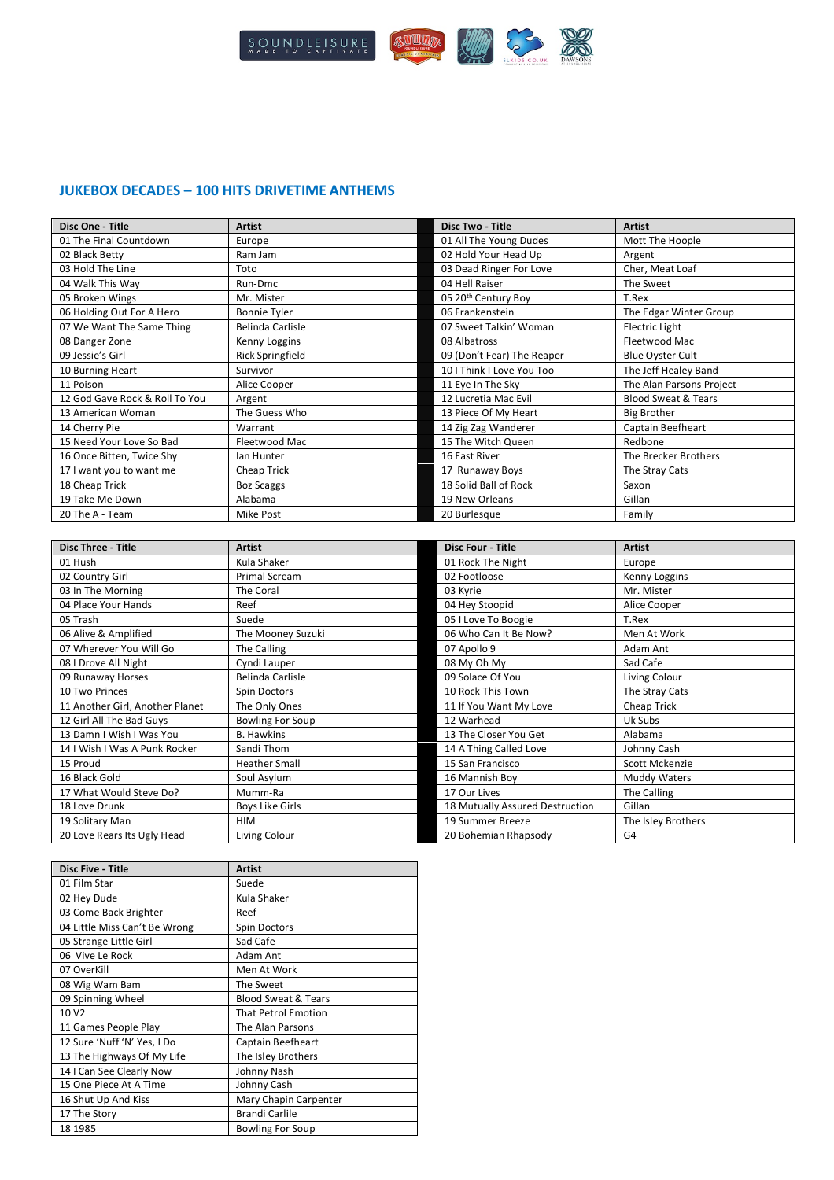## JUKEBOX DECADES – 100 HITS DRIVETIME ANTHEMS

| Disc One - Title | Artist | Disc Two - Title | Artist |
|---|---|---|---|
| 01 The Final Countdown | Europe | 01 All The Young Dudes | Mott The Hoople |
| 02 Black Betty | Ram Jam | 02 Hold Your Head Up | Argent |
| 03 Hold The Line | Toto | 03 Dead Ringer For Love | Cher, Meat Loaf |
| 04 Walk This Way | Run-Dmc | 04 Hell Raiser | The Sweet |
| 05 Broken Wings | Mr. Mister | 05 20th Century Boy | T.Rex |
| 06 Holding Out For A Hero | Bonnie Tyler | 06 Frankenstein | The Edgar Winter Group |
| 07 We Want The Same Thing | Belinda Carlisle | 07 Sweet Talkin' Woman | Electric Light |
| 08 Danger Zone | Kenny Loggins | 08 Albatross | Fleetwood Mac |
| 09 Jessie's Girl | Rick Springfield | 09 (Don't Fear) The Reaper | Blue Oyster Cult |
| 10 Burning Heart | Survivor | 10 I Think I Love You Too | The Jeff Healey Band |
| 11 Poison | Alice Cooper | 11 Eye In The Sky | The Alan Parsons Project |
| 12 God Gave Rock & Roll To You | Argent | 12 Lucretia Mac Evil | Blood Sweat & Tears |
| 13 American Woman | The Guess Who | 13 Piece Of My Heart | Big Brother |
| 14 Cherry Pie | Warrant | 14 Zig Zag Wanderer | Captain Beefheart |
| 15 Need Your Love So Bad | Fleetwood Mac | 15 The Witch Queen | Redbone |
| 16 Once Bitten, Twice Shy | Ian Hunter | 16 East River | The Brecker Brothers |
| 17 I want you to want me | Cheap Trick | 17 Runaway Boys | The Stray Cats |
| 18 Cheap Trick | Boz Scaggs | 18 Solid Ball of Rock | Saxon |
| 19 Take Me Down | Alabama | 19 New Orleans | Gillan |
| 20 The A - Team | Mike Post | 20 Burlesque | Family |

| Disc Three - Title | Artist | Disc Four - Title | Artist |
|---|---|---|---|
| 01 Hush | Kula Shaker | 01 Rock The Night | Europe |
| 02 Country Girl | Primal Scream | 02 Footloose | Kenny Loggins |
| 03 In The Morning | The Coral | 03 Kyrie | Mr. Mister |
| 04 Place Your Hands | Reef | 04 Hey Stoopid | Alice Cooper |
| 05 Trash | Suede | 05 I Love To Boogie | T.Rex |
| 06 Alive & Amplified | The Mooney Suzuki | 06 Who Can It Be Now? | Men At Work |
| 07 Wherever You Will Go | The Calling | 07 Apollo 9 | Adam Ant |
| 08 I Drove All Night | Cyndi Lauper | 08 My Oh My | Sad Cafe |
| 09 Runaway Horses | Belinda Carlisle | 09 Solace Of You | Living Colour |
| 10 Two Princes | Spin Doctors | 10 Rock This Town | The Stray Cats |
| 11 Another Girl, Another Planet | The Only Ones | 11 If You Want My Love | Cheap Trick |
| 12 Girl All The Bad Guys | Bowling For Soup | 12 Warhead | Uk Subs |
| 13 Damn I Wish I Was You | B. Hawkins | 13 The Closer You Get | Alabama |
| 14 I Wish I Was A Punk Rocker | Sandi Thom | 14 A Thing Called Love | Johnny Cash |
| 15 Proud | Heather Small | 15 San Francisco | Scott Mckenzie |
| 16 Black Gold | Soul Asylum | 16 Mannish Boy | Muddy Waters |
| 17 What Would Steve Do? | Mumm-Ra | 17 Our Lives | The Calling |
| 18 Love Drunk | Boys Like Girls | 18 Mutually Assured Destruction | Gillan |
| 19 Solitary Man | HIM | 19 Summer Breeze | The Isley Brothers |
| 20 Love Rears Its Ugly Head | Living Colour | 20 Bohemian Rhapsody | G4 |

| Disc Five - Title | Artist |
|---|---|
| 01 Film Star | Suede |
| 02 Hey Dude | Kula Shaker |
| 03 Come Back Brighter | Reef |
| 04 Little Miss Can't Be Wrong | Spin Doctors |
| 05 Strange Little Girl | Sad Cafe |
| 06 Vive Le Rock | Adam Ant |
| 07 OverKill | Men At Work |
| 08 Wig Wam Bam | The Sweet |
| 09 Spinning Wheel | Blood Sweat & Tears |
| 10 V2 | That Petrol Emotion |
| 11 Games People Play | The Alan Parsons |
| 12 Sure 'Nuff 'N' Yes, I Do | Captain Beefheart |
| 13 The Highways Of My Life | The Isley Brothers |
| 14 I Can See Clearly Now | Johnny Nash |
| 15 One Piece At A Time | Johnny Cash |
| 16 Shut Up And Kiss | Mary Chapin Carpenter |
| 17 The Story | Brandi Carlile |
| 18 1985 | Bowling For Soup |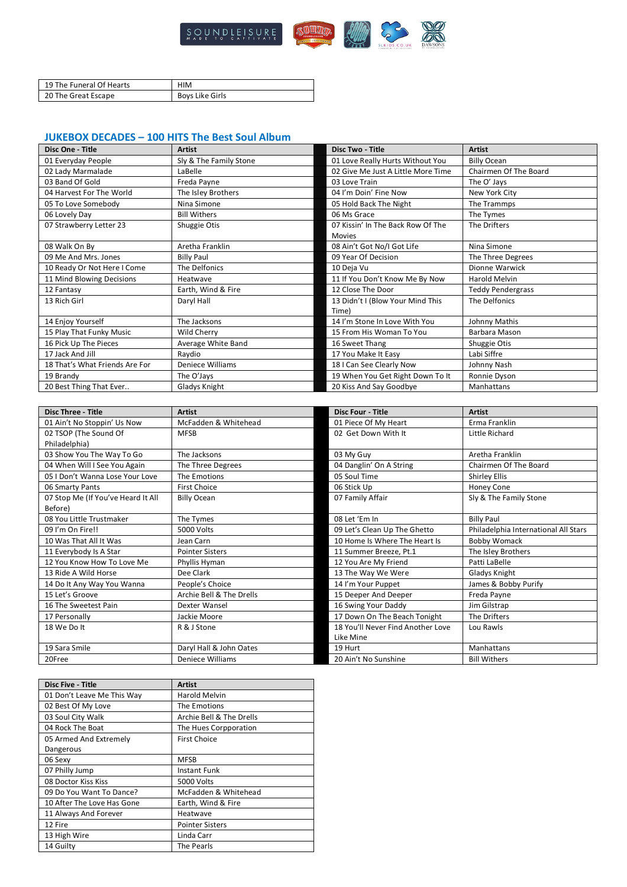| | |
|---|---|
| 19 The Funeral Of Hearts | HIM |
| 20 The Great Escape | Boys Like Girls |

## JUKEBOX DECADES – 100 HITS The Best Soul Album

| Disc One - Title | Artist | Disc Two - Title | Artist |
|---|---|---|---|
| 01 Everyday People | Sly & The Family Stone | 01 Love Really Hurts Without You | Billy Ocean |
| 02 Lady Marmalade | LaBelle | 02 Give Me Just A Little More Time | Chairmen Of The Board |
| 03 Band Of Gold | Freda Payne | 03 Love Train | The O' Jays |
| 04 Harvest For The World | The Isley Brothers | 04 I'm Doin' Fine Now | New York City |
| 05 To Love Somebody | Nina Simone | 05 Hold Back The Night | The Trammps |
| 06 Lovely Day | Bill Withers | 06 Ms Grace | The Tymes |
| 07 Strawberry Letter 23 | Shuggie Otis | 07 Kissin' In The Back Row Of The Movies | The Drifters |
| 08 Walk On By | Aretha Franklin | 08 Ain't Got No/I Got Life | Nina Simone |
| 09 Me And Mrs. Jones | Billy Paul | 09 Year Of Decision | The Three Degrees |
| 10 Ready Or Not Here I Come | The Delfonics | 10 Deja Vu | Dionne Warwick |
| 11 Mind Blowing Decisions | Heatwave | 11 If You Don't Know Me By Now | Harold Melvin |
| 12 Fantasy | Earth, Wind & Fire | 12 Close The Door | Teddy Pendergrass |
| 13 Rich Girl | Daryl Hall | 13 Didn't I (Blow Your Mind This Time) | The Delfonics |
| 14 Enjoy Yourself | The Jacksons | 14 I'm Stone In Love With You | Johnny Mathis |
| 15 Play That Funky Music | Wild Cherry | 15 From His Woman To You | Barbara Mason |
| 16 Pick Up The Pieces | Average White Band | 16 Sweet Thang | Shuggie Otis |
| 17 Jack And Jill | Raydio | 17 You Make It Easy | Labi Siffre |
| 18 That's What Friends Are For | Deniece Williams | 18 I Can See Clearly Now | Johnny Nash |
| 19 Brandy | The O'Jays | 19 When You Get Right Down To It | Ronnie Dyson |
| 20 Best Thing That Ever.. | Gladys Knight | 20 Kiss And Say Goodbye | Manhattans |

| Disc Three - Title | Artist | Disc Four - Title | Artist |
|---|---|---|---|
| 01 Ain't No Stoppin' Us Now | McFadden & Whitehead | 01 Piece Of My Heart | Erma Franklin |
| 02 TSOP (The Sound Of Philadelphia) | MFSB | 02 Get Down With It | Little Richard |
| 03 Show You The Way To Go | The Jacksons | 03 My Guy | Aretha Franklin |
| 04 When Will I See You Again | The Three Degrees | 04 Danglin' On A String | Chairmen Of The Board |
| 05 I Don't Wanna Lose Your Love | The Emotions | 05 Soul Time | Shirley Ellis |
| 06 Smarty Pants | First Choice | 06 Stick Up | Honey Cone |
| 07 Stop Me (If You've Heard It All Before) | Billy Ocean | 07 Family Affair | Sly & The Family Stone |
| 08 You Little Trustmaker | The Tymes | 08 Let 'Em In | Billy Paul |
| 09 I'm On Fire!! | 5000 Volts | 09 Let's Clean Up The Ghetto | Philadelphia International All Stars |
| 10 Was That All It Was | Jean Carn | 10 Home Is Where The Heart Is | Bobby Womack |
| 11 Everybody Is A Star | Pointer Sisters | 11 Summer Breeze, Pt.1 | The Isley Brothers |
| 12 You Know How To Love Me | Phyllis Hyman | 12 You Are My Friend | Patti LaBelle |
| 13 Ride A Wild Horse | Dee Clark | 13 The Way We Were | Gladys Knight |
| 14 Do It Any Way You Wanna | People's Choice | 14 I'm Your Puppet | James & Bobby Purify |
| 15 Let's Groove | Archie Bell & The Drells | 15 Deeper And Deeper | Freda Payne |
| 16 The Sweetest Pain | Dexter Wansel | 16 Swing Your Daddy | Jim Gilstrap |
| 17 Personally | Jackie Moore | 17 Down On The Beach Tonight | The Drifters |
| 18 We Do It | R & J Stone | 18 You'll Never Find Another Love Like Mine | Lou Rawls |
| 19 Sara Smile | Daryl Hall & John Oates | 19 Hurt | Manhattans |
| 20Free | Deniece Williams | 20 Ain't No Sunshine | Bill Withers |

| Disc Five - Title | Artist |
|---|---|
| 01 Don't Leave Me This Way | Harold Melvin |
| 02 Best Of My Love | The Emotions |
| 03 Soul City Walk | Archie Bell & The Drells |
| 04 Rock The Boat | The Hues Corpporation |
| 05 Armed And Extremely Dangerous | First Choice |
| 06 Sexy | MFSB |
| 07 Philly Jump | Instant Funk |
| 08 Doctor Kiss Kiss | 5000 Volts |
| 09 Do You Want To Dance? | McFadden & Whitehead |
| 10 After The Love Has Gone | Earth, Wind & Fire |
| 11 Always And Forever | Heatwave |
| 12 Fire | Pointer Sisters |
| 13 High Wire | Linda Carr |
| 14 Guilty | The Pearls |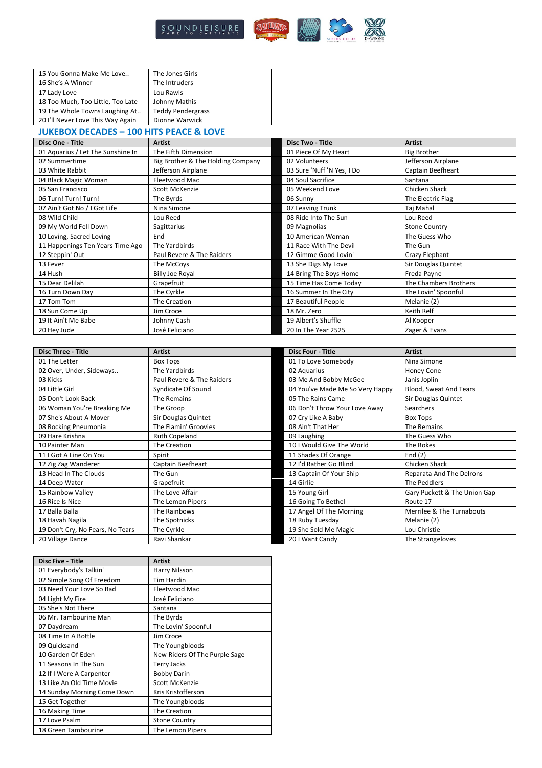| | |
|---|---|
| 15 You Gonna Make Me Love.. | The Jones Girls |
| 16 She's A Winner | The Intruders |
| 17 Lady Love | Lou Rawls |
| 18 Too Much, Too Little, Too Late | Johnny Mathis |
| 19 The Whole Towns Laughing At.. | Teddy Pendergrass |
| 20 I'll Never Love This Way Again | Dionne Warwick |

## JUKEBOX DECADES – 100 HITS PEACE & LOVE

| Disc One - Title | Artist |
|---|---|
| 01 Aquarius / Let The Sunshine In | The Fifth Dimension |
| 02 Summertime | Big Brother & The Holding Company |
| 03 White Rabbit | Jefferson Airplane |
| 04 Black Magic Woman | Fleetwood Mac |
| 05 San Francisco | Scott McKenzie |
| 06 Turn! Turn! Turn! | The Byrds |
| 07 Ain't Got No / I Got Life | Nina Simone |
| 08 Wild Child | Lou Reed |
| 09 My World Fell Down | Sagittarius |
| 10 Loving, Sacred Loving | End |
| 11 Happenings Ten Years Time Ago | The Yardbirds |
| 12 Steppin' Out | Paul Revere & The Raiders |
| 13 Fever | The McCoys |
| 14 Hush | Billy Joe Royal |
| 15 Dear Delilah | Grapefruit |
| 16 Turn Down Day | The Cyrkle |
| 17 Tom Tom | The Creation |
| 18 Sun Come Up | Jim Croce |
| 19 It Ain't Me Babe | Johnny Cash |
| 20 Hey Jude | José Feliciano |

| Disc Two - Title | Artist |
|---|---|
| 01 Piece Of My Heart | Big Brother |
| 02 Volunteers | Jefferson Airplane |
| 03 Sure 'Nuff 'N Yes, I Do | Captain Beefheart |
| 04 Soul Sacrifice | Santana |
| 05 Weekend Love | Chicken Shack |
| 06 Sunny | The Electric Flag |
| 07 Leaving Trunk | Taj Mahal |
| 08 Ride Into The Sun | Lou Reed |
| 09 Magnolias | Stone Country |
| 10 American Woman | The Guess Who |
| 11 Race With The Devil | The Gun |
| 12 Gimme Good Lovin' | Crazy Elephant |
| 13 She Digs My Love | Sir Douglas Quintet |
| 14 Bring The Boys Home | Freda Payne |
| 15 Time Has Come Today | The Chambers Brothers |
| 16 Summer In The City | The Lovin' Spoonful |
| 17 Beautiful People | Melanie (2) |
| 18 Mr. Zero | Keith Relf |
| 19 Albert's Shuffle | Al Kooper |
| 20 In The Year 2525 | Zager & Evans |

| Disc Three - Title | Artist |
|---|---|
| 01 The Letter | Box Tops |
| 02 Over, Under, Sideways.. | The Yardbirds |
| 03 Kicks | Paul Revere & The Raiders |
| 04 Little Girl | Syndicate Of Sound |
| 05 Don't Look Back | The Remains |
| 06 Woman You're Breaking Me | The Groop |
| 07 She's About A Mover | Sir Douglas Quintet |
| 08 Rocking Pneumonia | The Flamin' Groovies |
| 09 Hare Krishna | Ruth Copeland |
| 10 Painter Man | The Creation |
| 11 I Got A Line On You | Spirit |
| 12 Zig Zag Wanderer | Captain Beefheart |
| 13 Head In The Clouds | The Gun |
| 14 Deep Water | Grapefruit |
| 15 Rainbow Valley | The Love Affair |
| 16 Rice Is Nice | The Lemon Pipers |
| 17 Balla Balla | The Rainbows |
| 18 Havah Nagila | The Spotnicks |
| 19 Don't Cry, No Fears, No Tears | The Cyrkle |
| 20 Village Dance | Ravi Shankar |

| Disc Four - Title | Artist |
|---|---|
| 01 To Love Somebody | Nina Simone |
| 02 Aquarius | Honey Cone |
| 03 Me And Bobby McGee | Janis Joplin |
| 04 You've Made Me So Very Happy | Blood, Sweat And Tears |
| 05 The Rains Came | Sir Douglas Quintet |
| 06 Don't Throw Your Love Away | Searchers |
| 07 Cry Like A Baby | Box Tops |
| 08 Ain't That Her | The Remains |
| 09 Laughing | The Guess Who |
| 10 I Would Give The World | The Rokes |
| 11 Shades Of Orange | End (2) |
| 12 I'd Rather Go Blind | Chicken Shack |
| 13 Captain Of Your Ship | Reparata And The Delrons |
| 14 Girlie | The Peddlers |
| 15 Young Girl | Gary Puckett & The Union Gap |
| 16 Going To Bethel | Route 17 |
| 17 Angel Of The Morning | Merrilee & The Turnabouts |
| 18 Ruby Tuesday | Melanie (2) |
| 19 She Sold Me Magic | Lou Christie |
| 20 I Want Candy | The Strangeloves |

| Disc Five - Title | Artist |
|---|---|
| 01 Everybody's Talkin' | Harry Nilsson |
| 02 Simple Song Of Freedom | Tim Hardin |
| 03 Need Your Love So Bad | Fleetwood Mac |
| 04 Light My Fire | José Feliciano |
| 05 She's Not There | Santana |
| 06 Mr. Tambourine Man | The Byrds |
| 07 Daydream | The Lovin' Spoonful |
| 08 Time In A Bottle | Jim Croce |
| 09 Quicksand | The Youngbloods |
| 10 Garden Of Eden | New Riders Of The Purple Sage |
| 11 Seasons In The Sun | Terry Jacks |
| 12 If I Were A Carpenter | Bobby Darin |
| 13 Like An Old Time Movie | Scott McKenzie |
| 14 Sunday Morning Come Down | Kris Kristofferson |
| 15 Get Together | The Youngbloods |
| 16 Making Time | The Creation |
| 17 Love Psalm | Stone Country |
| 18 Green Tambourine | The Lemon Pipers |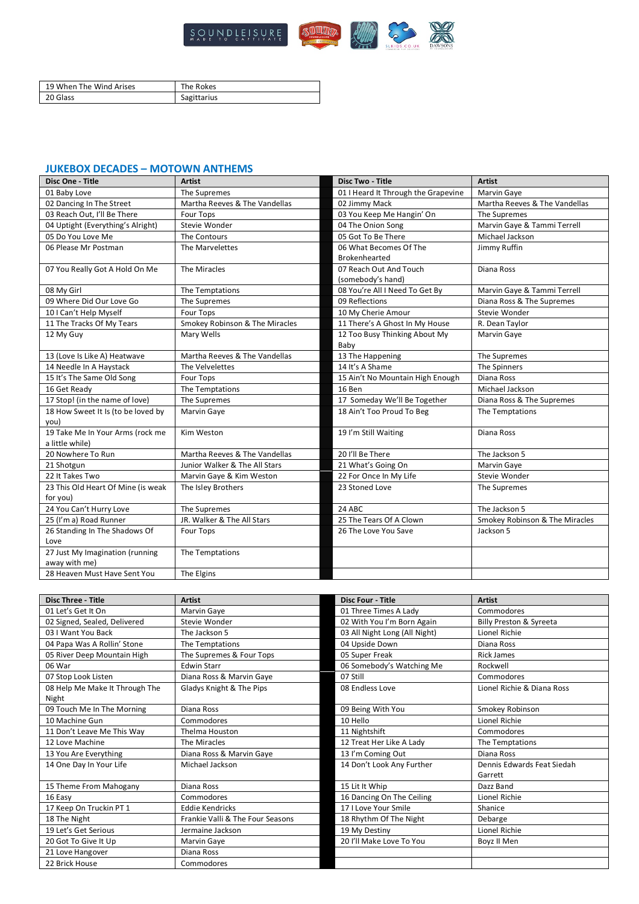| 19 When The Wind Arises | The Rokes |
|---|---|
| 20 Glass | Sagittarius |

## JUKEBOX DECADES – MOTOWN ANTHEMS

| Disc One - Title | Artist | Disc Two - Title | Artist |
|---|---|---|---|
| 01 Baby Love | The Supremes | 01 I Heard It Through the Grapevine | Marvin Gaye |
| 02 Dancing In The Street | Martha Reeves & The Vandellas | 02 Jimmy Mack | Martha Reeves & The Vandellas |
| 03 Reach Out, I'll Be There | Four Tops | 03 You Keep Me Hangin' On | The Supremes |
| 04 Uptight (Everything's Alright) | Stevie Wonder | 04 The Onion Song | Marvin Gaye & Tammi Terrell |
| 05 Do You Love Me | The Contours | 05 Got To Be There | Michael Jackson |
| 06 Please Mr Postman | The Marvelettes | 06 What Becomes Of The Brokenhearted | Jimmy Ruffin |
| 07 You Really Got A Hold On Me | The Miracles | 07 Reach Out And Touch (somebody's hand) | Diana Ross |
| 08 My Girl | The Temptations | 08 You're All I Need To Get By | Marvin Gaye & Tammi Terrell |
| 09 Where Did Our Love Go | The Supremes | 09 Reflections | Diana Ross & The Supremes |
| 10 I Can't Help Myself | Four Tops | 10 My Cherie Amour | Stevie Wonder |
| 11 The Tracks Of My Tears | Smokey Robinson & The Miracles | 11 There's A Ghost In My House | R. Dean Taylor |
| 12 My Guy | Mary Wells | 12 Too Busy Thinking About My Baby | Marvin Gaye |
| 13 (Love Is Like A) Heatwave | Martha Reeves & The Vandellas | 13 The Happening | The Supremes |
| 14 Needle In A Haystack | The Velvelettes | 14 It's A Shame | The Spinners |
| 15 It's The Same Old Song | Four Tops | 15 Ain't No Mountain High Enough | Diana Ross |
| 16 Get Ready | The Temptations | 16 Ben | Michael Jackson |
| 17 Stop! (in the name of love) | The Supremes | 17 Someday We'll Be Together | Diana Ross & The Supremes |
| 18 How Sweet It Is (to be loved by you) | Marvin Gaye | 18 Ain't Too Proud To Beg | The Temptations |
| 19 Take Me In Your Arms (rock me a little while) | Kim Weston | 19 I'm Still Waiting | Diana Ross |
| 20 Nowhere To Run | Martha Reeves & The Vandellas | 20 I'll Be There | The Jackson 5 |
| 21 Shotgun | Junior Walker & The All Stars | 21 What's Going On | Marvin Gaye |
| 22 It Takes Two | Marvin Gaye & Kim Weston | 22 For Once In My Life | Stevie Wonder |
| 23 This Old Heart Of Mine (is weak for you) | The Isley Brothers | 23 Stoned Love | The Supremes |
| 24 You Can't Hurry Love | The Supremes | 24 ABC | The Jackson 5 |
| 25 (I'm a) Road Runner | JR. Walker & The All Stars | 25 The Tears Of A Clown | Smokey Robinson & The Miracles |
| 26 Standing In The Shadows Of Love | Four Tops | 26 The Love You Save | Jackson 5 |
| 27 Just My Imagination (running away with me) | The Temptations | | |
| 28 Heaven Must Have Sent You | The Elgins | | |

| Disc Three - Title | Artist | Disc Four - Title | Artist |
|---|---|---|---|
| 01 Let's Get It On | Marvin Gaye | 01 Three Times A Lady | Commodores |
| 02 Signed, Sealed, Delivered | Stevie Wonder | 02 With You I'm Born Again | Billy Preston & Syreeta |
| 03 I Want You Back | The Jackson 5 | 03 All Night Long (All Night) | Lionel Richie |
| 04 Papa Was A Rollin' Stone | The Temptations | 04 Upside Down | Diana Ross |
| 05 River Deep Mountain High | The Supremes & Four Tops | 05 Super Freak | Rick James |
| 06 War | Edwin Starr | 06 Somebody's Watching Me | Rockwell |
| 07 Stop Look Listen | Diana Ross & Marvin Gaye | 07 Still | Commodores |
| 08 Help Me Make It Through The Night | Gladys Knight & The Pips | 08 Endless Love | Lionel Richie & Diana Ross |
| 09 Touch Me In The Morning | Diana Ross | 09 Being With You | Smokey Robinson |
| 10 Machine Gun | Commodores | 10 Hello | Lionel Richie |
| 11 Don't Leave Me This Way | Thelma Houston | 11 Nightshift | Commodores |
| 12 Love Machine | The Miracles | 12 Treat Her Like A Lady | The Temptations |
| 13 You Are Everything | Diana Ross & Marvin Gaye | 13 I'm Coming Out | Diana Ross |
| 14 One Day In Your Life | Michael Jackson | 14 Don't Look Any Further | Dennis Edwards Feat Siedah Garrett |
| 15 Theme From Mahogany | Diana Ross | 15 Lit It Whip | Dazz Band |
| 16 Easy | Commodores | 16 Dancing On The Ceiling | Lionel Richie |
| 17 Keep On Truckin PT 1 | Eddie Kendricks | 17 I Love Your Smile | Shanice |
| 18 The Night | Frankie Valli & The Four Seasons | 18 Rhythm Of The Night | Debarge |
| 19 Let's Get Serious | Jermaine Jackson | 19 My Destiny | Lionel Richie |
| 20 Got To Give It Up | Marvin Gaye | 20 I'll Make Love To You | Boyz II Men |
| 21 Love Hangover | Diana Ross | | |
| 22 Brick House | Commodores | | |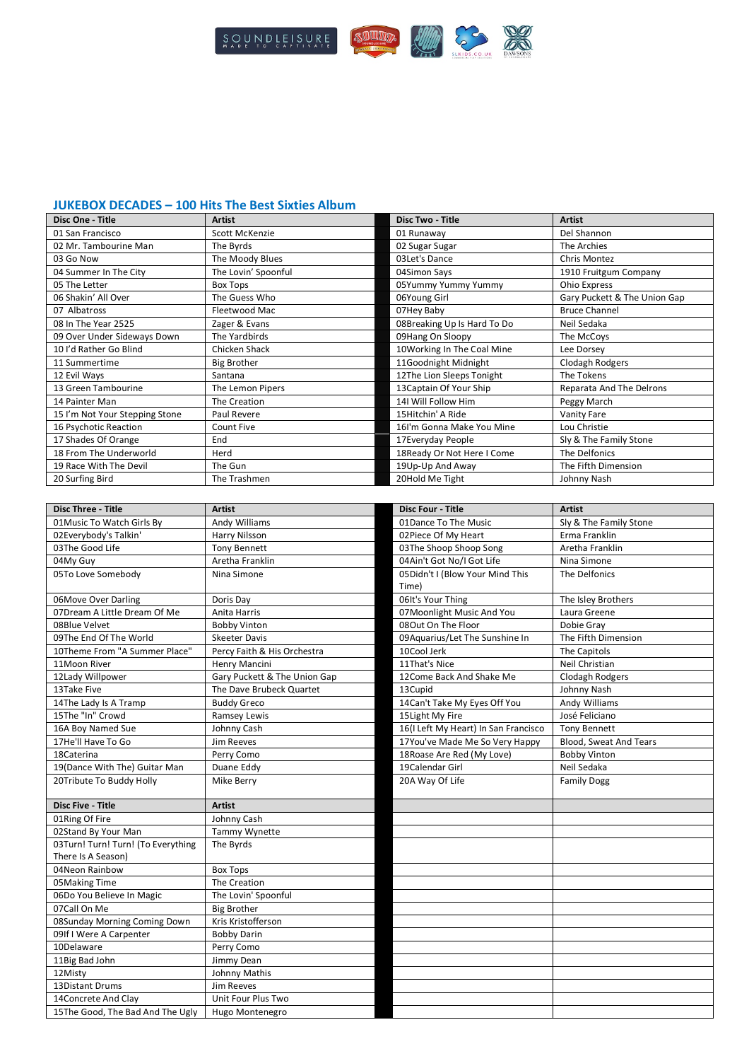## JUKEBOX DECADES – 100 Hits The Best Sixties Album

| Disc One - Title | Artist | | Disc Two - Title | Artist |
|---|---|---|---|---|
| 01 San Francisco | Scott McKenzie | | 01 Runaway | Del Shannon |
| 02 Mr. Tambourine Man | The Byrds | | 02 Sugar Sugar | The Archies |
| 03 Go Now | The Moody Blues | | 03Let's Dance | Chris Montez |
| 04 Summer In The City | The Lovin' Spoonful | | 04Simon Says | 1910 Fruitgum Company |
| 05 The Letter | Box Tops | | 05Yummy Yummy Yummy | Ohio Express |
| 06 Shakin' All Over | The Guess Who | | 06Young Girl | Gary Puckett & The Union Gap |
| 07 Albatross | Fleetwood Mac | | 07Hey Baby | Bruce Channel |
| 08 In The Year 2525 | Zager & Evans | | 08Breaking Up Is Hard To Do | Neil Sedaka |
| 09 Over Under Sideways Down | The Yardbirds | | 09Hang On Sloopy | The McCoys |
| 10 I'd Rather Go Blind | Chicken Shack | | 10Working In The Coal Mine | Lee Dorsey |
| 11 Summertime | Big Brother | | 11Goodnight Midnight | Clodagh Rodgers |
| 12 Evil Ways | Santana | | 12The Lion Sleeps Tonight | The Tokens |
| 13 Green Tambourine | The Lemon Pipers | | 13Captain Of Your Ship | Reparata And The Delrons |
| 14 Painter Man | The Creation | | 14I Will Follow Him | Peggy March |
| 15 I'm Not Your Stepping Stone | Paul Revere | | 15Hitchin' A Ride | Vanity Fare |
| 16 Psychotic Reaction | Count Five | | 16I'm Gonna Make You Mine | Lou Christie |
| 17 Shades Of Orange | End | | 17Everyday People | Sly & The Family Stone |
| 18 From The Underworld | Herd | | 18Ready Or Not Here I Come | The Delfonics |
| 19 Race With The Devil | The Gun | | 19Up-Up And Away | The Fifth Dimension |
| 20 Surfing Bird | The Trashmen | | 20Hold Me Tight | Johnny Nash |

| Disc Three - Title | Artist | | Disc Four - Title | Artist |
|---|---|---|---|---|
| 01Music To Watch Girls By | Andy Williams | | 01Dance To The Music | Sly & The Family Stone |
| 02Everybody's Talkin' | Harry Nilsson | | 02Piece Of My Heart | Erma Franklin |
| 03The Good Life | Tony Bennett | | 03The Shoop Shoop Song | Aretha Franklin |
| 04My Guy | Aretha Franklin | | 04Ain't Got No/I Got Life | Nina Simone |
| 05To Love Somebody | Nina Simone | | 05Didn't I (Blow Your Mind This Time) | The Delfonics |
| 06Move Over Darling | Doris Day | | 06It's Your Thing | The Isley Brothers |
| 07Dream A Little Dream Of Me | Anita Harris | | 07Moonlight Music And You | Laura Greene |
| 08Blue Velvet | Bobby Vinton | | 08Out On The Floor | Dobie Gray |
| 09The End Of The World | Skeeter Davis | | 09Aquarius/Let The Sunshine In | The Fifth Dimension |
| 10Theme From "A Summer Place" | Percy Faith & His Orchestra | | 10Cool Jerk | The Capitols |
| 11Moon River | Henry Mancini | | 11That's Nice | Neil Christian |
| 12Lady Willpower | Gary Puckett & The Union Gap | | 12Come Back And Shake Me | Clodagh Rodgers |
| 13Take Five | The Dave Brubeck Quartet | | 13Cupid | Johnny Nash |
| 14The Lady Is A Tramp | Buddy Greco | | 14Can't Take My Eyes Off You | Andy Williams |
| 15The "In" Crowd | Ramsey Lewis | | 15Light My Fire | José Feliciano |
| 16A Boy Named Sue | Johnny Cash | | 16(I Left My Heart) In San Francisco | Tony Bennett |
| 17He'll Have To Go | Jim Reeves | | 17You've Made Me So Very Happy | Blood, Sweat And Tears |
| 18Caterina | Perry Como | | 18Roase Are Red (My Love) | Bobby Vinton |
| 19(Dance With The) Guitar Man | Duane Eddy | | 19Calendar Girl | Neil Sedaka |
| 20Tribute To Buddy Holly | Mike Berry | | 20A Way Of Life | Family Dogg |

| Disc Five - Title | Artist |
|---|---|
| 01Ring Of Fire | Johnny Cash |
| 02Stand By Your Man | Tammy Wynette |
| 03Turn! Turn! Turn! (To Everything There Is A Season) | The Byrds |
| 04Neon Rainbow | Box Tops |
| 05Making Time | The Creation |
| 06Do You Believe In Magic | The Lovin' Spoonful |
| 07Call On Me | Big Brother |
| 08Sunday Morning Coming Down | Kris Kristofferson |
| 09If I Were A Carpenter | Bobby Darin |
| 10Delaware | Perry Como |
| 11Big Bad John | Jimmy Dean |
| 12Misty | Johnny Mathis |
| 13Distant Drums | Jim Reeves |
| 14Concrete And Clay | Unit Four Plus Two |
| 15The Good, The Bad And The Ugly | Hugo Montenegro |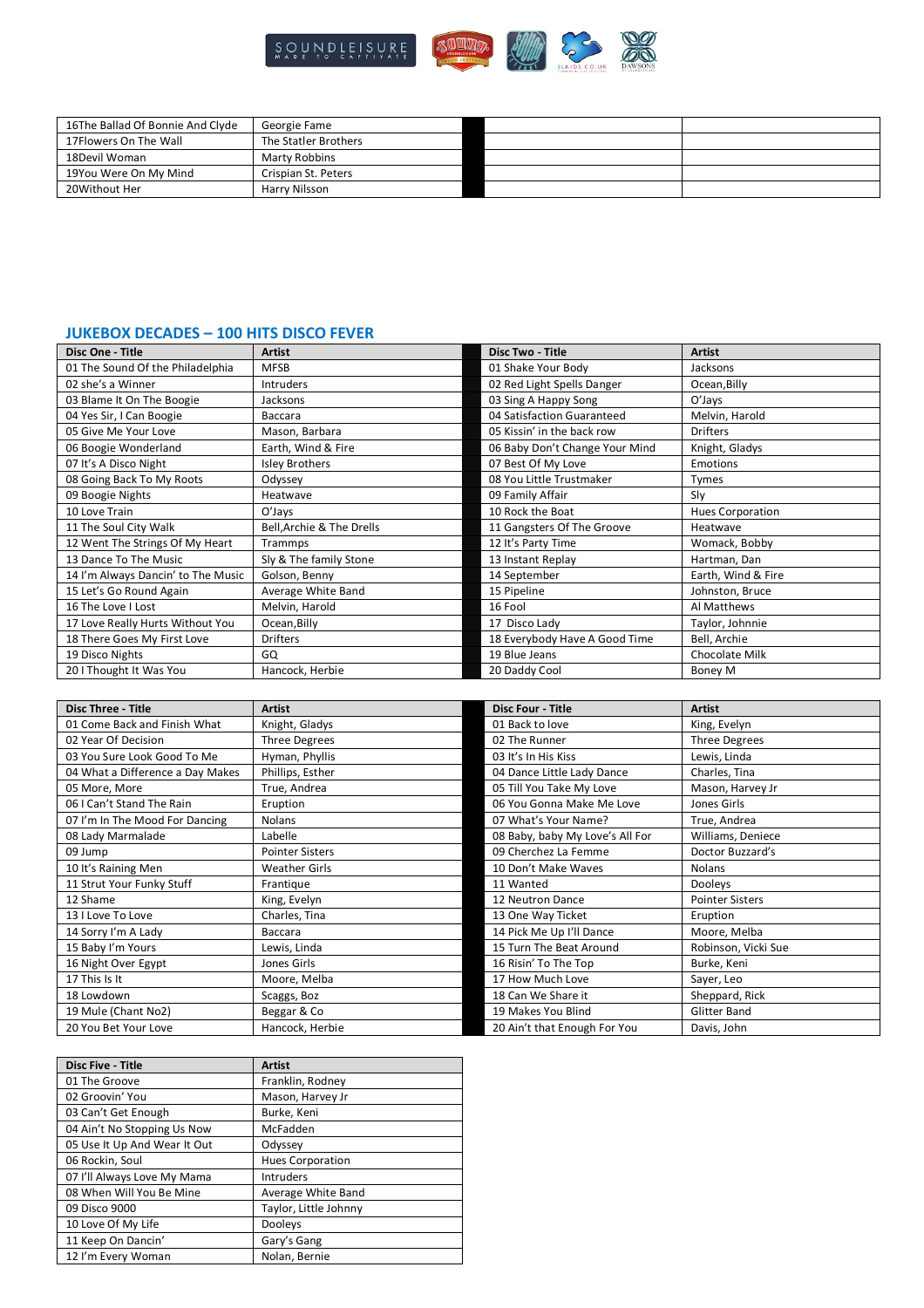| | | | |
|---|---|---|---|
| 16The Ballad Of Bonnie And Clyde | Georgie Fame | | |
| 17Flowers On The Wall | The Statler Brothers | | |
| 18Devil Woman | Marty Robbins | | |
| 19You Were On My Mind | Crispian St. Peters | | |
| 20Without Her | Harry Nilsson | | |

## JUKEBOX DECADES – 100 HITS DISCO FEVER

| Disc One - Title | Artist | Disc Two - Title | Artist |
|---|---|---|---|
| 01 The Sound Of the Philadelphia | MFSB | 01 Shake Your Body | Jacksons |
| 02 she's a Winner | Intruders | 02 Red Light Spells Danger | Ocean,Billy |
| 03 Blame It On The Boogie | Jacksons | 03 Sing A Happy Song | O'Jays |
| 04 Yes Sir, I Can Boogie | Baccara | 04 Satisfaction Guaranteed | Melvin, Harold |
| 05 Give Me Your Love | Mason, Barbara | 05 Kissin' in the back row | Drifters |
| 06 Boogie Wonderland | Earth, Wind & Fire | 06 Baby Don't Change Your Mind | Knight, Gladys |
| 07 It's A Disco Night | Isley Brothers | 07 Best Of My Love | Emotions |
| 08 Going Back To My Roots | Odyssey | 08 You Little Trustmaker | Tymes |
| 09 Boogie Nights | Heatwave | 09 Family Affair | Sly |
| 10 Love Train | O'Jays | 10 Rock the Boat | Hues Corporation |
| 11 The Soul City Walk | Bell,Archie & The Drells | 11 Gangsters Of The Groove | Heatwave |
| 12 Went The Strings Of My Heart | Trammps | 12 It's Party Time | Womack, Bobby |
| 13 Dance To The Music | Sly & The family Stone | 13 Instant Replay | Hartman, Dan |
| 14 I'm Always Dancin' to The Music | Golson, Benny | 14 September | Earth, Wind & Fire |
| 15 Let's Go Round Again | Average White Band | 15 Pipeline | Johnston, Bruce |
| 16 The Love I Lost | Melvin, Harold | 16 Fool | Al Matthews |
| 17 Love Really Hurts Without You | Ocean,Billy | 17 Disco Lady | Taylor, Johnnie |
| 18 There Goes My First Love | Drifters | 18 Everybody Have A Good Time | Bell, Archie |
| 19 Disco Nights | GQ | 19 Blue Jeans | Chocolate Milk |
| 20 I Thought It Was You | Hancock, Herbie | 20 Daddy Cool | Boney M |

| Disc Three - Title | Artist | Disc Four - Title | Artist |
|---|---|---|---|
| 01 Come Back and Finish What | Knight, Gladys | 01 Back to love | King, Evelyn |
| 02 Year Of Decision | Three Degrees | 02 The Runner | Three Degrees |
| 03 You Sure Look Good To Me | Hyman, Phyllis | 03 It's In His Kiss | Lewis, Linda |
| 04 What a Difference a Day Makes | Phillips, Esther | 04 Dance Little Lady Dance | Charles, Tina |
| 05 More, More | True, Andrea | 05 Till You Take My Love | Mason, Harvey Jr |
| 06 I Can't Stand The Rain | Eruption | 06 You Gonna Make Me Love | Jones Girls |
| 07 I'm In The Mood For Dancing | Nolans | 07 What's Your Name? | True, Andrea |
| 08 Lady Marmalade | Labelle | 08 Baby, baby My Love's All For | Williams, Deniece |
| 09 Jump | Pointer Sisters | 09 Cherchez La Femme | Doctor Buzzard's |
| 10 It's Raining Men | Weather Girls | 10 Don't Make Waves | Nolans |
| 11 Strut Your Funky Stuff | Frantique | 11 Wanted | Dooleys |
| 12 Shame | King, Evelyn | 12 Neutron Dance | Pointer Sisters |
| 13 I Love To Love | Charles, Tina | 13 One Way Ticket | Eruption |
| 14 Sorry I'm A Lady | Baccara | 14 Pick Me Up I'll Dance | Moore, Melba |
| 15 Baby I'm Yours | Lewis, Linda | 15 Turn The Beat Around | Robinson, Vicki Sue |
| 16 Night Over Egypt | Jones Girls | 16 Risin' To The Top | Burke, Keni |
| 17 This Is It | Moore, Melba | 17 How Much Love | Sayer, Leo |
| 18 Lowdown | Scaggs, Boz | 18 Can We Share it | Sheppard, Rick |
| 19 Mule (Chant No2) | Beggar & Co | 19 Makes You Blind | Glitter Band |
| 20 You Bet Your Love | Hancock, Herbie | 20 Ain't that Enough For You | Davis, John |

| Disc Five - Title | Artist |
|---|---|
| 01 The Groove | Franklin, Rodney |
| 02 Groovin' You | Mason, Harvey Jr |
| 03 Can't Get Enough | Burke, Keni |
| 04 Ain't No Stopping Us Now | McFadden |
| 05 Use It Up And Wear It Out | Odyssey |
| 06 Rockin, Soul | Hues Corporation |
| 07 I'll Always Love My Mama | Intruders |
| 08 When Will You Be Mine | Average White Band |
| 09 Disco 9000 | Taylor, Little Johnny |
| 10 Love Of My Life | Dooleys |
| 11 Keep On Dancin' | Gary's Gang |
| 12 I'm Every Woman | Nolan, Bernie |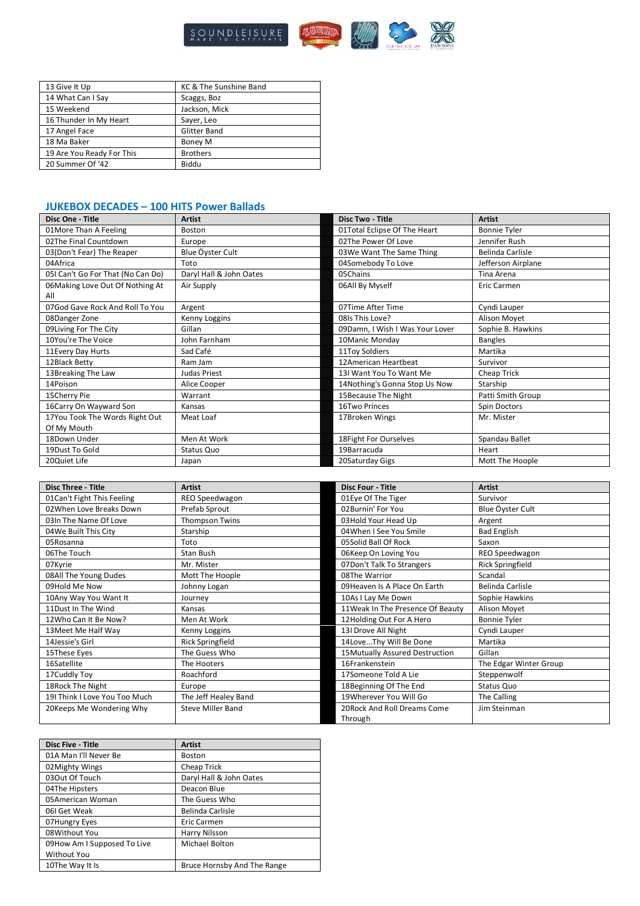| | |
|---|---|
| 13 Give It Up | KC & The Sunshine Band |
| 14 What Can I Say | Scaggs, Boz |
| 15 Weekend | Jackson, Mick |
| 16 Thunder In My Heart | Sayer, Leo |
| 17 Angel Face | Glitter Band |
| 18 Ma Baker | Boney M |
| 19 Are You Ready For This | Brothers |
| 20 Summer Of '42 | Biddu |

## JUKEBOX DECADES – 100 HITS Power Ballads

| Disc One - Title | Artist |
|---|---|
| 01More Than A Feeling | Boston |
| 02The Final Countdown | Europe |
| 03(Don't Fear) The Reaper | Blue Öyster Cult |
| 04Africa | Toto |
| 05I Can't Go For That (No Can Do) | Daryl Hall & John Oates |
| 06Making Love Out Of Nothing At All | Air Supply |
| 07God Gave Rock And Roll To You | Argent |
| 08Danger Zone | Kenny Loggins |
| 09Living For The City | Gillan |
| 10You're The Voice | John Farnham |
| 11Every Day Hurts | Sad Café |
| 12Black Betty | Ram Jam |
| 13Breaking The Law | Judas Priest |
| 14Poison | Alice Cooper |
| 15Cherry Pie | Warrant |
| 16Carry On Wayward Son | Kansas |
| 17You Took The Words Right Out Of My Mouth | Meat Loaf |
| 18Down Under | Men At Work |
| 19Dust To Gold | Status Quo |
| 20Quiet Life | Japan |

| Disc Two - Title | Artist |
|---|---|
| 01Total Eclipse Of The Heart | Bonnie Tyler |
| 02The Power Of Love | Jennifer Rush |
| 03We Want The Same Thing | Belinda Carlisle |
| 04Somebody To Love | Jefferson Airplane |
| 05Chains | Tina Arena |
| 06All By Myself | Eric Carmen |
| 07Time After Time | Cyndi Lauper |
| 08Is This Love? | Alison Moyet |
| 09Damn, I Wish I Was Your Lover | Sophie B. Hawkins |
| 10Manic Monday | Bangles |
| 11Toy Soldiers | Martika |
| 12American Heartbeat | Survivor |
| 13I Want You To Want Me | Cheap Trick |
| 14Nothing's Gonna Stop Us Now | Starship |
| 15Because The Night | Patti Smith Group |
| 16Two Princes | Spin Doctors |
| 17Broken Wings | Mr. Mister |
| 18Fight For Ourselves | Spandau Ballet |
| 19Barracuda | Heart |
| 20Saturday Gigs | Mott The Hoople |

| Disc Three - Title | Artist |
|---|---|
| 01Can't Fight This Feeling | REO Speedwagon |
| 02When Love Breaks Down | Prefab Sprout |
| 03In The Name Of Love | Thompson Twins |
| 04We Built This City | Starship |
| 05Rosanna | Toto |
| 06The Touch | Stan Bush |
| 07Kyrie | Mr. Mister |
| 08All The Young Dudes | Mott The Hoople |
| 09Hold Me Now | Johnny Logan |
| 10Any Way You Want It | Journey |
| 11Dust In The Wind | Kansas |
| 12Who Can It Be Now? | Men At Work |
| 13Meet Me Half Way | Kenny Loggins |
| 14Jessie's Girl | Rick Springfield |
| 15These Eyes | The Guess Who |
| 16Satellite | The Hooters |
| 17Cuddly Toy | Roachford |
| 18Rock The Night | Europe |
| 19I Think I Love You Too Much | The Jeff Healey Band |
| 20Keeps Me Wondering Why | Steve Miller Band |

| Disc Four - Title | Artist |
|---|---|
| 01Eye Of The Tiger | Survivor |
| 02Burnin' For You | Blue Öyster Cult |
| 03Hold Your Head Up | Argent |
| 04When I See You Smile | Bad English |
| 05Solid Ball Of Rock | Saxon |
| 06Keep On Loving You | REO Speedwagon |
| 07Don't Talk To Strangers | Rick Springfield |
| 08The Warrior | Scandal |
| 09Heaven Is A Place On Earth | Belinda Carlisle |
| 10As I Lay Me Down | Sophie Hawkins |
| 11Weak In The Presence Of Beauty | Alison Moyet |
| 12Holding Out For A Hero | Bonnie Tyler |
| 13I Drove All Night | Cyndi Lauper |
| 14Love...Thy Will Be Done | Martika |
| 15Mutually Assured Destruction | Gillan |
| 16Frankenstein | The Edgar Winter Group |
| 17Someone Told A Lie | Steppenwolf |
| 18Beginning Of The End | Status Quo |
| 19Wherever You Will Go | The Calling |
| 20Rock And Roll Dreams Come Through | Jim Steinman |

| Disc Five - Title | Artist |
|---|---|
| 01A Man I'll Never Be | Boston |
| 02Mighty Wings | Cheap Trick |
| 03Out Of Touch | Daryl Hall & John Oates |
| 04The Hipsters | Deacon Blue |
| 05American Woman | The Guess Who |
| 06I Get Weak | Belinda Carlisle |
| 07Hungry Eyes | Eric Carmen |
| 08Without You | Harry Nilsson |
| 09How Am I Supposed To Live Without You | Michael Bolton |
| 10The Way It Is | Bruce Hornsby And The Range |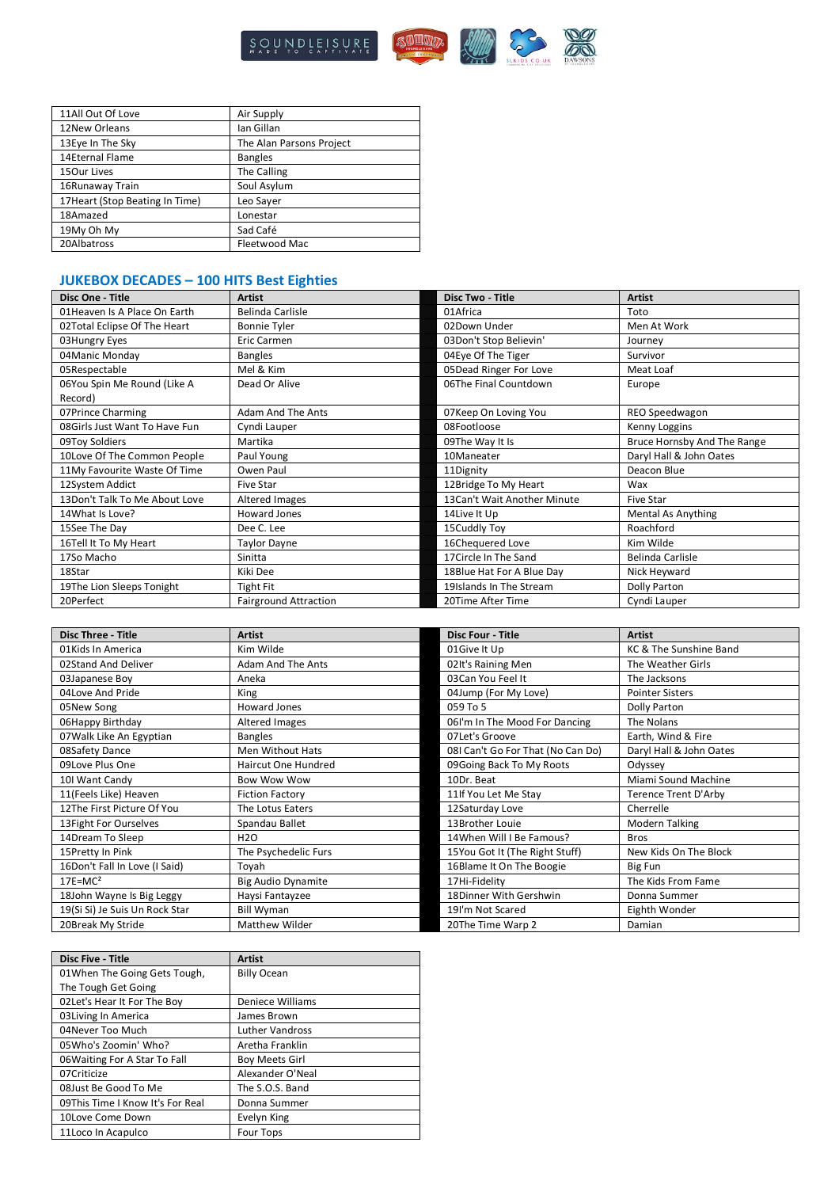| | |
|---|---|
| 11All Out Of Love | Air Supply |
| 12New Orleans | Ian Gillan |
| 13Eye In The Sky | The Alan Parsons Project |
| 14Eternal Flame | Bangles |
| 15Our Lives | The Calling |
| 16Runaway Train | Soul Asylum |
| 17Heart (Stop Beating In Time) | Leo Sayer |
| 18Amazed | Lonestar |
| 19My Oh My | Sad Café |
| 20Albatross | Fleetwood Mac |

## JUKEBOX DECADES – 100 HITS Best Eighties

| Disc One - Title | Artist | Disc Two - Title | Artist |
|---|---|---|---|
| 01Heaven Is A Place On Earth | Belinda Carlisle | 01Africa | Toto |
| 02Total Eclipse Of The Heart | Bonnie Tyler | 02Down Under | Men At Work |
| 03Hungry Eyes | Eric Carmen | 03Don't Stop Believin' | Journey |
| 04Manic Monday | Bangles | 04Eye Of The Tiger | Survivor |
| 05Respectable | Mel & Kim | 05Dead Ringer For Love | Meat Loaf |
| 06You Spin Me Round (Like A Record) | Dead Or Alive | 06The Final Countdown | Europe |
| 07Prince Charming | Adam And The Ants | 07Keep On Loving You | REO Speedwagon |
| 08Girls Just Want To Have Fun | Cyndi Lauper | 08Footloose | Kenny Loggins |
| 09Toy Soldiers | Martika | 09The Way It Is | Bruce Hornsby And The Range |
| 10Love Of The Common People | Paul Young | 10Maneater | Daryl Hall & John Oates |
| 11My Favourite Waste Of Time | Owen Paul | 11Dignity | Deacon Blue |
| 12System Addict | Five Star | 12Bridge To My Heart | Wax |
| 13Don't Talk To Me About Love | Altered Images | 13Can't Wait Another Minute | Five Star |
| 14What Is Love? | Howard Jones | 14Live It Up | Mental As Anything |
| 15See The Day | Dee C. Lee | 15Cuddly Toy | Roachford |
| 16Tell It To My Heart | Taylor Dayne | 16Chequered Love | Kim Wilde |
| 17So Macho | Sinitta | 17Circle In The Sand | Belinda Carlisle |
| 18Star | Kiki Dee | 18Blue Hat For A Blue Day | Nick Heyward |
| 19The Lion Sleeps Tonight | Tight Fit | 19Islands In The Stream | Dolly Parton |
| 20Perfect | Fairground Attraction | 20Time After Time | Cyndi Lauper |

| Disc Three - Title | Artist | Disc Four - Title | Artist |
|---|---|---|---|
| 01Kids In America | Kim Wilde | 01Give It Up | KC & The Sunshine Band |
| 02Stand And Deliver | Adam And The Ants | 02It's Raining Men | The Weather Girls |
| 03Japanese Boy | Aneka | 03Can You Feel It | The Jacksons |
| 04Love And Pride | King | 04Jump (For My Love) | Pointer Sisters |
| 05New Song | Howard Jones | 059 To 5 | Dolly Parton |
| 06Happy Birthday | Altered Images | 06I'm In The Mood For Dancing | The Nolans |
| 07Walk Like An Egyptian | Bangles | 07Let's Groove | Earth, Wind & Fire |
| 08Safety Dance | Men Without Hats | 08I Can't Go For That (No Can Do) | Daryl Hall & John Oates |
| 09Love Plus One | Haircut One Hundred | 09Going Back To My Roots | Odyssey |
| 10I Want Candy | Bow Wow Wow | 10Dr. Beat | Miami Sound Machine |
| 11(Feels Like) Heaven | Fiction Factory | 11If You Let Me Stay | Terence Trent D'Arby |
| 12The First Picture Of You | The Lotus Eaters | 12Saturday Love | Cherrelle |
| 13Fight For Ourselves | Spandau Ballet | 13Brother Louie | Modern Talking |
| 14Dream To Sleep | H2O | 14When Will I Be Famous? | Bros |
| 15Pretty In Pink | The Psychedelic Furs | 15You Got It (The Right Stuff) | New Kids On The Block |
| 16Don't Fall In Love (I Said) | Toyah | 16Blame It On The Boogie | Big Fun |
| 17E=MC² | Big Audio Dynamite | 17Hi-Fidelity | The Kids From Fame |
| 18John Wayne Is Big Leggy | Haysi Fantayzee | 18Dinner With Gershwin | Donna Summer |
| 19(Si Si) Je Suis Un Rock Star | Bill Wyman | 19I'm Not Scared | Eighth Wonder |
| 20Break My Stride | Matthew Wilder | 20The Time Warp 2 | Damian |

| Disc Five - Title | Artist |
|---|---|
| 01When The Going Gets Tough, The Tough Get Going | Billy Ocean |
| 02Let's Hear It For The Boy | Deniece Williams |
| 03Living In America | James Brown |
| 04Never Too Much | Luther Vandross |
| 05Who's Zoomin' Who? | Aretha Franklin |
| 06Waiting For A Star To Fall | Boy Meets Girl |
| 07Criticize | Alexander O'Neal |
| 08Just Be Good To Me | The S.O.S. Band |
| 09This Time I Know It's For Real | Donna Summer |
| 10Love Come Down | Evelyn King |
| 11Loco In Acapulco | Four Tops |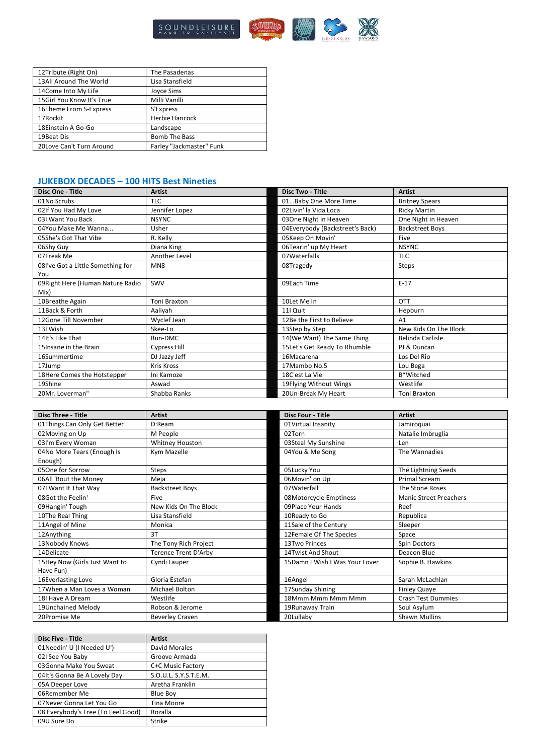| | |
|---|---|
| 12Tribute (Right On) | The Pasadenas |
| 13All Around The World | Lisa Stansfield |
| 14Come Into My Life | Joyce Sims |
| 15Girl You Know It's True | Milli Vanilli |
| 16Theme From S-Express | S'Express |
| 17Rockit | Herbie Hancock |
| 18Einstein A Go-Go | Landscape |
| 19Beat Dis | Bomb The Bass |
| 20Love Can't Turn Around | Farley "Jackmaster" Funk |

## JUKEBOX DECADES – 100 HITS Best Nineties

| Disc One - Title | Artist | Disc Two - Title | Artist |
|---|---|---|---|
| 01No Scrubs | TLC | 01...Baby One More Time | Britney Spears |
| 02If You Had My Love | Jennifer Lopez | 02Livin' la Vida Loca | Ricky Martin |
| 03I Want You Back | NSYNC | 03One Night in Heaven | One Night in Heaven |
| 04You Make Me Wanna... | Usher | 04Everybody (Backstreet's Back) | Backstreet Boys |
| 05She's Got That Vibe | R. Kelly | 05Keep On Movin' | Five |
| 06Shy Guy | Diana King | 06Tearin' up My Heart | NSYNC |
| 07Freak Me | Another Level | 07Waterfalls | TLC |
| 08I've Got a Little Something for You | MN8 | 08Tragedy | Steps |
| 09Right Here (Human Nature Radio Mix) | SWV | 09Each Time | E-17 |
| 10Breathe Again | Toni Braxton | 10Let Me In | OTT |
| 11Back & Forth | Aaliyah | 11I Quit | Hepburn |
| 12Gone Till November | Wyclef Jean | 12Be the First to Believe | A1 |
| 13I Wish | Skee-Lo | 13Step by Step | New Kids On The Block |
| 14It's Like That | Run-DMC | 14(We Want) The Same Thing | Belinda Carlisle |
| 15Insane in the Brain | Cypress Hill | 15Let's Get Ready To Rhumble | PJ & Duncan |
| 16Summertime | DJ Jazzy Jeff | 16Macarena | Los Del Rio |
| 17Jump | Kris Kross | 17Mambo No.5 | Lou Bega |
| 18Here Comes the Hotstepper | Ini Kamoze | 18C'est La Vie | B*Witched |
| 19Shine | Aswad | 19Flying Without Wings | Westlife |
| 20Mr. Loverman" | Shabba Ranks | 20Un-Break My Heart | Toni Braxton |

| Disc Three - Title | Artist | Disc Four - Title | Artist |
|---|---|---|---|
| 01Things Can Only Get Better | D:Ream | 01Virtual Insanity | Jamiroquai |
| 02Moving on Up | M People | 02Torn | Natalie Imbruglia |
| 03I'm Every Woman | Whitney Houston | 03Steal My Sunshine | Len |
| 04No More Tears (Enough Is Enough) | Kym Mazelle | 04You & Me Song | The Wannadies |
| 05One for Sorrow | Steps | 05Lucky You | The Lightning Seeds |
| 06All 'Bout the Money | Meja | 06Movin' on Up | Primal Scream |
| 07I Want It That Way | Backstreet Boys | 07Waterfall | The Stone Roses |
| 08Got the Feelin' | Five | 08Motorcycle Emptiness | Manic Street Preachers |
| 09Hangin' Tough | New Kids On The Block | 09Place Your Hands | Reef |
| 10The Real Thing | Lisa Stansfield | 10Ready to Go | Republica |
| 11Angel of Mine | Monica | 11Sale of the Century | Sleeper |
| 12Anything | 3T | 12Female Of The Species | Space |
| 13Nobody Knows | The Tony Rich Project | 13Two Princes | Spin Doctors |
| 14Delicate | Terence Trent D'Arby | 14Twist And Shout | Deacon Blue |
| 15Hey Now (Girls Just Want to Have Fun) | Cyndi Lauper | 15Damn I Wish I Was Your Lover | Sophie B. Hawkins |
| 16Everlasting Love | Gloria Estefan | 16Angel | Sarah McLachlan |
| 17When a Man Loves a Woman | Michael Bolton | 17Sunday Shining | Finley Quaye |
| 18I Have A Dream | Westlife | 18Mmm Mmm Mmm Mmm | Crash Test Dummies |
| 19Unchained Melody | Robson & Jerome | 19Runaway Train | Soul Asylum |
| 20Promise Me | Beverley Craven | 20Lullaby | Shawn Mullins |

| Disc Five - Title | Artist |
|---|---|
| 01Needin' U (I Needed U') | David Morales |
| 02I See You Baby | Groove Armada |
| 03Gonna Make You Sweat | C+C Music Factory |
| 04It's Gonna Be A Lovely Day | S.O.U.L. S.Y.S.T.E.M. |
| 05A Deeper Love | Aretha Franklin |
| 06Remember Me | Blue Boy |
| 07Never Gonna Let You Go | Tina Moore |
| 08 Everybody's Free (To Feel Good) | Rozalla |
| 09U Sure Do | Strike |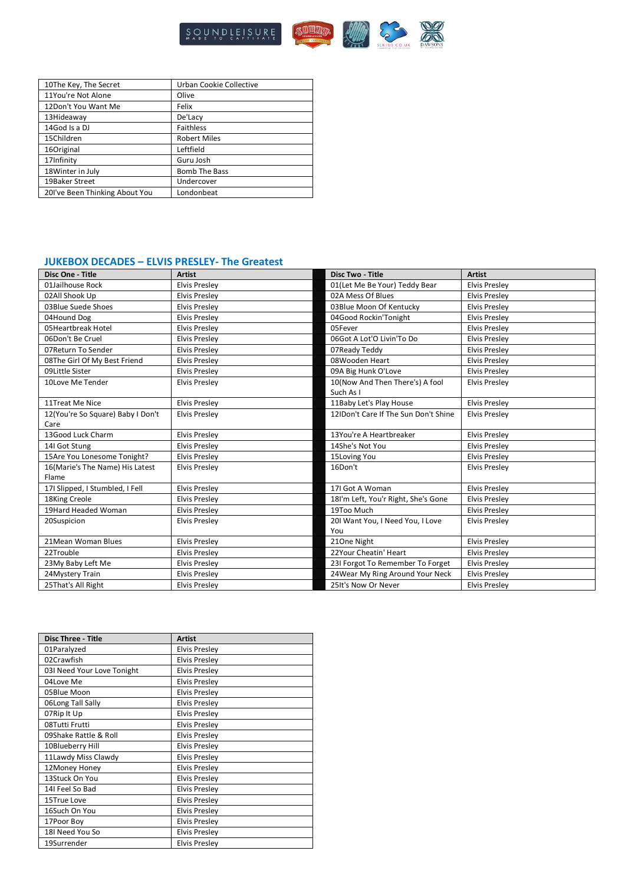| | |
|---|---|
| 10The Key, The Secret | Urban Cookie Collective |
| 11You're Not Alone | Olive |
| 12Don't You Want Me | Felix |
| 13Hideaway | De'Lacy |
| 14God Is a DJ | Faithless |
| 15Children | Robert Miles |
| 16Original | Leftfield |
| 17Infinity | Guru Josh |
| 18Winter in July | Bomb The Bass |
| 19Baker Street | Undercover |
| 20I've Been Thinking About You | Londonbeat |

## JUKEBOX DECADES – ELVIS PRESLEY- The Greatest

| Disc One - Title | Artist | Disc Two - Title | Artist |
|---|---|---|---|
| 01Jailhouse Rock | Elvis Presley | 01(Let Me Be Your) Teddy Bear | Elvis Presley |
| 02All Shook Up | Elvis Presley | 02A Mess Of Blues | Elvis Presley |
| 03Blue Suede Shoes | Elvis Presley | 03Blue Moon Of Kentucky | Elvis Presley |
| 04Hound Dog | Elvis Presley | 04Good Rockin'Tonight | Elvis Presley |
| 05Heartbreak Hotel | Elvis Presley | 05Fever | Elvis Presley |
| 06Don't Be Cruel | Elvis Presley | 06Got A Lot'O Livin'To Do | Elvis Presley |
| 07Return To Sender | Elvis Presley | 07Ready Teddy | Elvis Presley |
| 08The Girl Of My Best Friend | Elvis Presley | 08Wooden Heart | Elvis Presley |
| 09Little Sister | Elvis Presley | 09A Big Hunk O'Love | Elvis Presley |
| 10Love Me Tender | Elvis Presley | 10(Now And Then There's) A fool Such As I | Elvis Presley |
| 11Treat Me Nice | Elvis Presley | 11Baby Let's Play House | Elvis Presley |
| 12(You're So Square) Baby I Don't Care | Elvis Presley | 12IDon't Care If The Sun Don't Shine | Elvis Presley |
| 13Good Luck Charm | Elvis Presley | 13You're A Heartbreaker | Elvis Presley |
| 14I Got Stung | Elvis Presley | 14She's Not You | Elvis Presley |
| 15Are You Lonesome Tonight? | Elvis Presley | 15Loving You | Elvis Presley |
| 16(Marie's The Name) His Latest Flame | Elvis Presley | 16Don't | Elvis Presley |
| 17I Slipped, I Stumbled, I Fell | Elvis Presley | 17I Got A Woman | Elvis Presley |
| 18King Creole | Elvis Presley | 18I'm Left, You'r Right, She's Gone | Elvis Presley |
| 19Hard Headed Woman | Elvis Presley | 19Too Much | Elvis Presley |
| 20Suspicion | Elvis Presley | 20I Want You, I Need You, I Love You | Elvis Presley |
| 21Mean Woman Blues | Elvis Presley | 21One Night | Elvis Presley |
| 22Trouble | Elvis Presley | 22Your Cheatin' Heart | Elvis Presley |
| 23My Baby Left Me | Elvis Presley | 23I Forgot To Remember To Forget | Elvis Presley |
| 24Mystery Train | Elvis Presley | 24Wear My Ring Around Your Neck | Elvis Presley |
| 25That's All Right | Elvis Presley | 25It's Now Or Never | Elvis Presley |

| Disc Three - Title | Artist |
|---|---|
| 01Paralyzed | Elvis Presley |
| 02Crawfish | Elvis Presley |
| 03I Need Your Love Tonight | Elvis Presley |
| 04Love Me | Elvis Presley |
| 05Blue Moon | Elvis Presley |
| 06Long Tall Sally | Elvis Presley |
| 07Rip It Up | Elvis Presley |
| 08Tutti Frutti | Elvis Presley |
| 09Shake Rattle & Roll | Elvis Presley |
| 10Blueberry Hill | Elvis Presley |
| 11Lawdy Miss Clawdy | Elvis Presley |
| 12Money Honey | Elvis Presley |
| 13Stuck On You | Elvis Presley |
| 14I Feel So Bad | Elvis Presley |
| 15True Love | Elvis Presley |
| 16Such On You | Elvis Presley |
| 17Poor Boy | Elvis Presley |
| 18I Need You So | Elvis Presley |
| 19Surrender | Elvis Presley |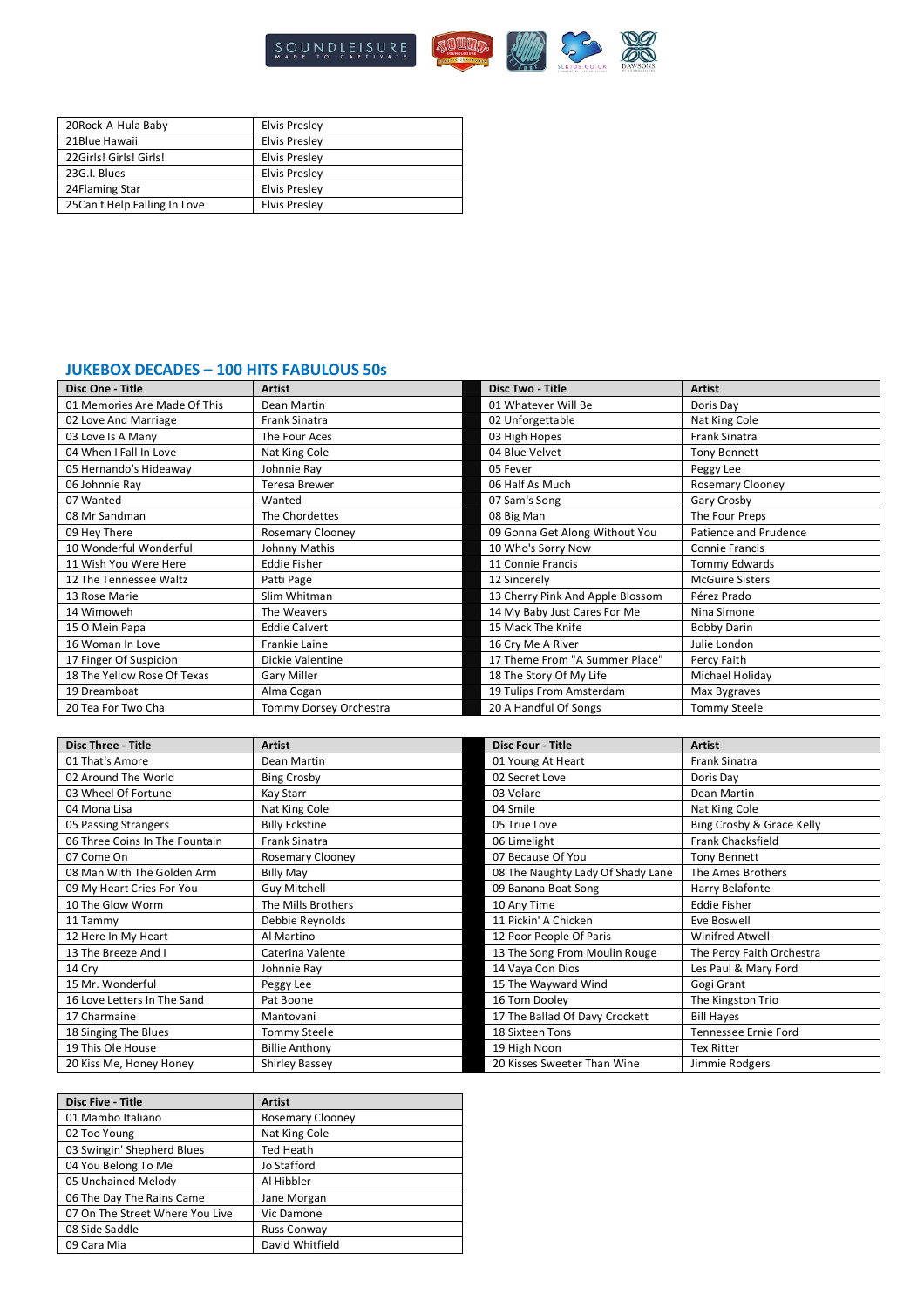| | |
|---|---|
| 20Rock-A-Hula Baby | Elvis Presley |
| 21Blue Hawaii | Elvis Presley |
| 22Girls! Girls! Girls! | Elvis Presley |
| 23G.I. Blues | Elvis Presley |
| 24Flaming Star | Elvis Presley |
| 25Can't Help Falling In Love | Elvis Presley |

## JUKEBOX DECADES – 100 HITS FABULOUS 50s

| Disc One - Title | Artist |
|---|---|
| 01 Memories Are Made Of This | Dean Martin |
| 02 Love And Marriage | Frank Sinatra |
| 03 Love Is A Many | The Four Aces |
| 04 When I Fall In Love | Nat King Cole |
| 05 Hernando's Hideaway | Johnnie Ray |
| 06 Johnnie Ray | Teresa Brewer |
| 07 Wanted | Wanted |
| 08 Mr Sandman | The Chordettes |
| 09 Hey There | Rosemary Clooney |
| 10 Wonderful Wonderful | Johnny Mathis |
| 11 Wish You Were Here | Eddie Fisher |
| 12 The Tennessee Waltz | Patti Page |
| 13 Rose Marie | Slim Whitman |
| 14 Wimoweh | The Weavers |
| 15 O Mein Papa | Eddie Calvert |
| 16 Woman In Love | Frankie Laine |
| 17 Finger Of Suspicion | Dickie Valentine |
| 18 The Yellow Rose Of Texas | Gary Miller |
| 19 Dreamboat | Alma Cogan |
| 20 Tea For Two Cha | Tommy Dorsey Orchestra |

| Disc Two - Title | Artist |
|---|---|
| 01 Whatever Will Be | Doris Day |
| 02 Unforgettable | Nat King Cole |
| 03 High Hopes | Frank Sinatra |
| 04 Blue Velvet | Tony Bennett |
| 05 Fever | Peggy Lee |
| 06 Half As Much | Rosemary Clooney |
| 07 Sam's Song | Gary Crosby |
| 08 Big Man | The Four Preps |
| 09 Gonna Get Along Without You | Patience and Prudence |
| 10 Who's Sorry Now | Connie Francis |
| 11 Connie Francis | Tommy Edwards |
| 12 Sincerely | McGuire Sisters |
| 13 Cherry Pink And Apple Blossom | Pérez Prado |
| 14 My Baby Just Cares For Me | Nina Simone |
| 15 Mack The Knife | Bobby Darin |
| 16 Cry Me A River | Julie London |
| 17 Theme From "A Summer Place" | Percy Faith |
| 18 The Story Of My Life | Michael Holiday |
| 19 Tulips From Amsterdam | Max Bygraves |
| 20 A Handful Of Songs | Tommy Steele |

| Disc Three - Title | Artist |
|---|---|
| 01 That's Amore | Dean Martin |
| 02 Around The World | Bing Crosby |
| 03 Wheel Of Fortune | Kay Starr |
| 04 Mona Lisa | Nat King Cole |
| 05 Passing Strangers | Billy Eckstine |
| 06 Three Coins In The Fountain | Frank Sinatra |
| 07 Come On | Rosemary Clooney |
| 08 Man With The Golden Arm | Billy May |
| 09 My Heart Cries For You | Guy Mitchell |
| 10 The Glow Worm | The Mills Brothers |
| 11 Tammy | Debbie Reynolds |
| 12 Here In My Heart | Al Martino |
| 13 The Breeze And I | Caterina Valente |
| 14 Cry | Johnnie Ray |
| 15 Mr. Wonderful | Peggy Lee |
| 16 Love Letters In The Sand | Pat Boone |
| 17 Charmaine | Mantovani |
| 18 Singing The Blues | Tommy Steele |
| 19 This Ole House | Billie Anthony |
| 20 Kiss Me, Honey Honey | Shirley Bassey |

| Disc Four - Title | Artist |
|---|---|
| 01 Young At Heart | Frank Sinatra |
| 02 Secret Love | Doris Day |
| 03 Volare | Dean Martin |
| 04 Smile | Nat King Cole |
| 05 True Love | Bing Crosby & Grace Kelly |
| 06 Limelight | Frank Chacksfield |
| 07 Because Of You | Tony Bennett |
| 08 The Naughty Lady Of Shady Lane | The Ames Brothers |
| 09 Banana Boat Song | Harry Belafonte |
| 10 Any Time | Eddie Fisher |
| 11 Pickin' A Chicken | Eve Boswell |
| 12 Poor People Of Paris | Winifred Atwell |
| 13 The Song From Moulin Rouge | The Percy Faith Orchestra |
| 14 Vaya Con Dios | Les Paul & Mary Ford |
| 15 The Wayward Wind | Gogi Grant |
| 16 Tom Dooley | The Kingston Trio |
| 17 The Ballad Of Davy Crockett | Bill Hayes |
| 18 Sixteen Tons | Tennessee Ernie Ford |
| 19 High Noon | Tex Ritter |
| 20 Kisses Sweeter Than Wine | Jimmie Rodgers |

| Disc Five - Title | Artist |
|---|---|
| 01 Mambo Italiano | Rosemary Clooney |
| 02 Too Young | Nat King Cole |
| 03 Swingin' Shepherd Blues | Ted Heath |
| 04 You Belong To Me | Jo Stafford |
| 05 Unchained Melody | Al Hibbler |
| 06 The Day The Rains Came | Jane Morgan |
| 07 On The Street Where You Live | Vic Damone |
| 08 Side Saddle | Russ Conway |
| 09 Cara Mia | David Whitfield |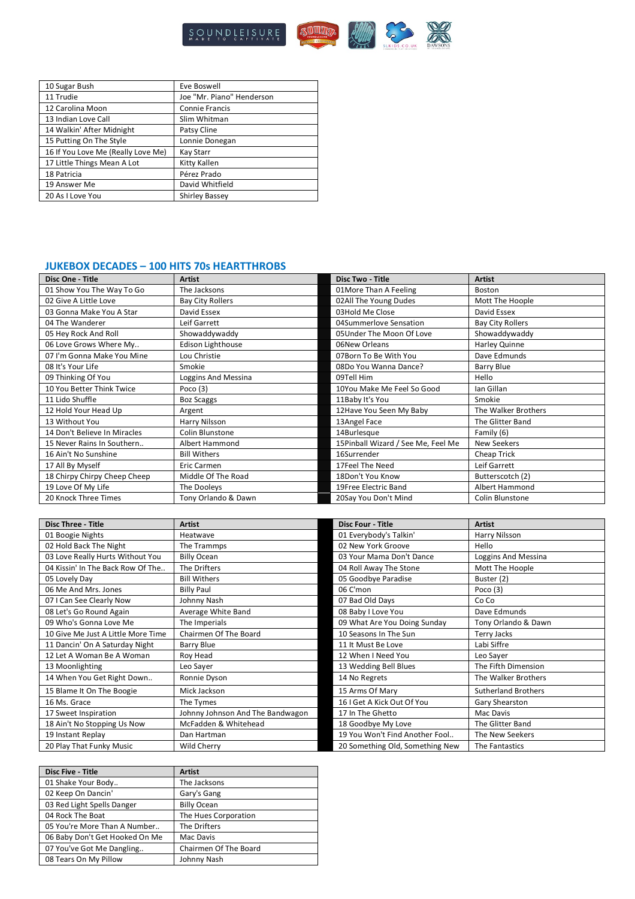| 10 Sugar Bush | Eve Boswell |
|---|---|
| 11 Trudie | Joe "Mr. Piano" Henderson |
| 12 Carolina Moon | Connie Francis |
| 13 Indian Love Call | Slim Whitman |
| 14 Walkin' After Midnight | Patsy Cline |
| 15 Putting On The Style | Lonnie Donegan |
| 16 If You Love Me (Really Love Me) | Kay Starr |
| 17 Little Things Mean A Lot | Kitty Kallen |
| 18 Patricia | Pérez Prado |
| 19 Answer Me | David Whitfield |
| 20 As I Love You | Shirley Bassey |

## JUKEBOX DECADES – 100 HITS 70s HEARTTHROBS

| Disc One - Title | Artist | Disc Two - Title | Artist |
|---|---|---|---|
| 01 Show You The Way To Go | The Jacksons | 01More Than A Feeling | Boston |
| 02 Give A Little Love | Bay City Rollers | 02All The Young Dudes | Mott The Hoople |
| 03 Gonna Make You A Star | David Essex | 03Hold Me Close | David Essex |
| 04 The Wanderer | Leif Garrett | 04Summerlove Sensation | Bay City Rollers |
| 05 Hey Rock And Roll | Showaddywaddy | 05Under The Moon Of Love | Showaddywaddy |
| 06 Love Grows Where My.. | Edison Lighthouse | 06New Orleans | Harley Quinne |
| 07 I'm Gonna Make You Mine | Lou Christie | 07Born To Be With You | Dave Edmunds |
| 08 It's Your Life | Smokie | 08Do You Wanna Dance? | Barry Blue |
| 09 Thinking Of You | Loggins And Messina | 09Tell Him | Hello |
| 10 You Better Think Twice | Poco (3) | 10You Make Me Feel So Good | Ian Gillan |
| 11 Lido Shuffle | Boz Scaggs | 11Baby It's You | Smokie |
| 12 Hold Your Head Up | Argent | 12Have You Seen My Baby | The Walker Brothers |
| 13 Without You | Harry Nilsson | 13Angel Face | The Glitter Band |
| 14 Don't Believe In Miracles | Colin Blunstone | 14Burlesque | Family (6) |
| 15 Never Rains In Southern.. | Albert Hammond | 15Pinball Wizard / See Me, Feel Me | New Seekers |
| 16 Ain't No Sunshine | Bill Withers | 16Surrender | Cheap Trick |
| 17 All By Myself | Eric Carmen | 17Feel The Need | Leif Garrett |
| 18 Chirpy Chirpy Cheep Cheep | Middle Of The Road | 18Don't You Know | Butterscotch (2) |
| 19 Love Of My Life | The Dooleys | 19Free Electric Band | Albert Hammond |
| 20 Knock Three Times | Tony Orlando & Dawn | 20Say You Don't Mind | Colin Blunstone |

| Disc Three - Title | Artist | Disc Four - Title | Artist |
|---|---|---|---|
| 01 Boogie Nights | Heatwave | 01 Everybody's Talkin' | Harry Nilsson |
| 02 Hold Back The Night | The Trammps | 02 New York Groove | Hello |
| 03 Love Really Hurts Without You | Billy Ocean | 03 Your Mama Don't Dance | Loggins And Messina |
| 04 Kissin' In The Back Row Of The.. | The Drifters | 04 Roll Away The Stone | Mott The Hoople |
| 05 Lovely Day | Bill Withers | 05 Goodbye Paradise | Buster (2) |
| 06 Me And Mrs. Jones | Billy Paul | 06 C'mon | Poco (3) |
| 07 I Can See Clearly Now | Johnny Nash | 07 Bad Old Days | Co Co |
| 08 Let's Go Round Again | Average White Band | 08 Baby I Love You | Dave Edmunds |
| 09 Who's Gonna Love Me | The Imperials | 09 What Are You Doing Sunday | Tony Orlando & Dawn |
| 10 Give Me Just A Little More Time | Chairmen Of The Board | 10 Seasons In The Sun | Terry Jacks |
| 11 Dancin' On A Saturday Night | Barry Blue | 11 It Must Be Love | Labi Siffre |
| 12 Let A Woman Be A Woman | Roy Head | 12 When I Need You | Leo Sayer |
| 13 Moonlighting | Leo Sayer | 13 Wedding Bell Blues | The Fifth Dimension |
| 14 When You Get Right Down.. | Ronnie Dyson | 14 No Regrets | The Walker Brothers |
| 15 Blame It On The Boogie | Mick Jackson | 15 Arms Of Mary | Sutherland Brothers |
| 16 Ms. Grace | The Tymes | 16 I Get A Kick Out Of You | Gary Shearston |
| 17 Sweet Inspiration | Johnny Johnson And The Bandwagon | 17 In The Ghetto | Mac Davis |
| 18 Ain't No Stopping Us Now | McFadden & Whitehead | 18 Goodbye My Love | The Glitter Band |
| 19 Instant Replay | Dan Hartman | 19 You Won't Find Another Fool.. | The New Seekers |
| 20 Play That Funky Music | Wild Cherry | 20 Something Old, Something New | The Fantastics |

| Disc Five - Title | Artist |
|---|---|
| 01 Shake Your Body.. | The Jacksons |
| 02 Keep On Dancin' | Gary's Gang |
| 03 Red Light Spells Danger | Billy Ocean |
| 04 Rock The Boat | The Hues Corporation |
| 05 You're More Than A Number.. | The Drifters |
| 06 Baby Don't Get Hooked On Me | Mac Davis |
| 07 You've Got Me Dangling.. | Chairmen Of The Board |
| 08 Tears On My Pillow | Johnny Nash |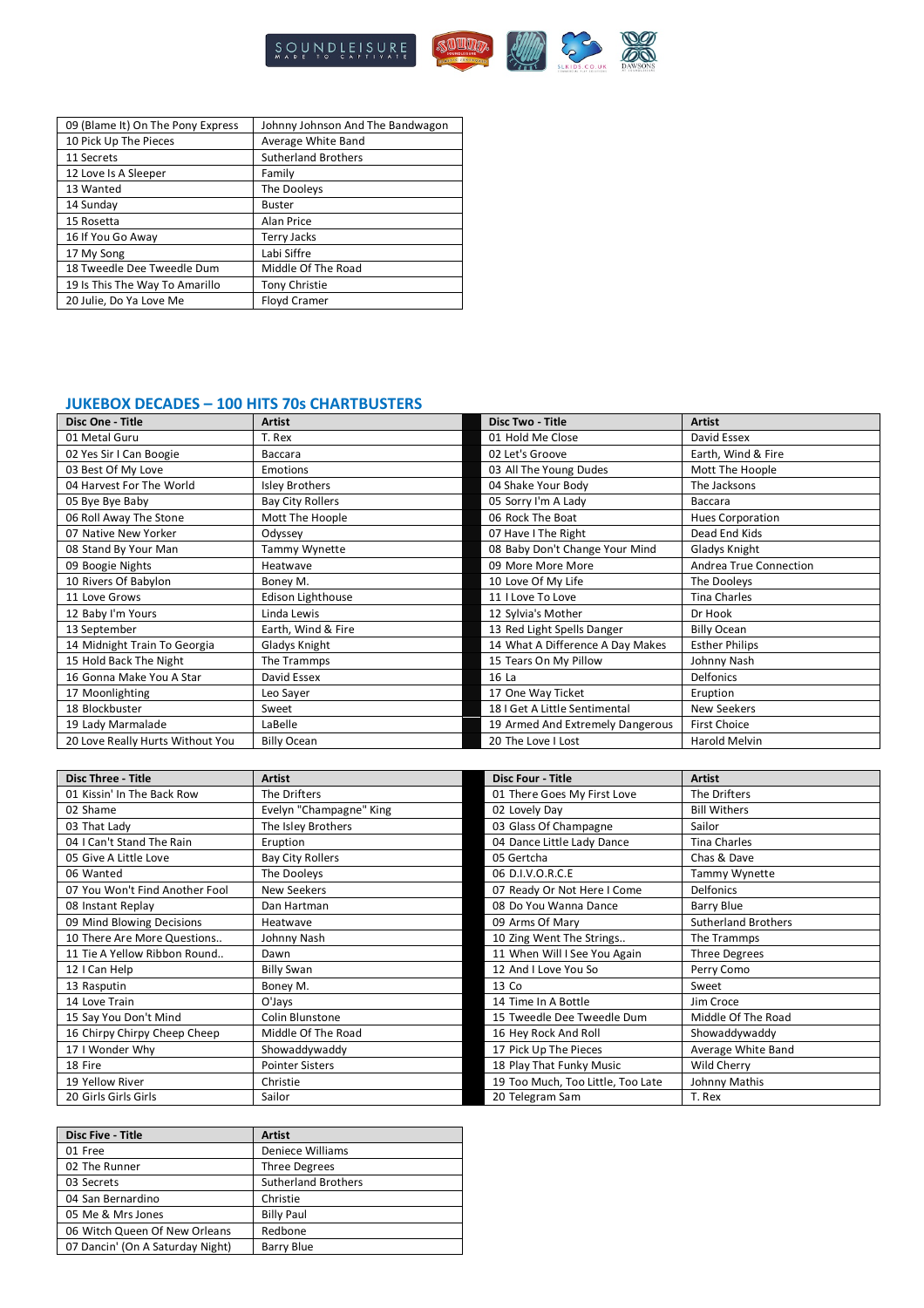| | |
|---|---|
| 09 (Blame It) On The Pony Express | Johnny Johnson And The Bandwagon |
| 10 Pick Up The Pieces | Average White Band |
| 11 Secrets | Sutherland Brothers |
| 12 Love Is A Sleeper | Family |
| 13 Wanted | The Dooleys |
| 14 Sunday | Buster |
| 15 Rosetta | Alan Price |
| 16 If You Go Away | Terry Jacks |
| 17 My Song | Labi Siffre |
| 18 Tweedle Dee Tweedle Dum | Middle Of The Road |
| 19 Is This The Way To Amarillo | Tony Christie |
| 20 Julie, Do Ya Love Me | Floyd Cramer |

## JUKEBOX DECADES – 100 HITS 70s CHARTBUSTERS

| Disc One - Title | Artist | Disc Two - Title | Artist |
|---|---|---|---|
| 01 Metal Guru | T. Rex | 01 Hold Me Close | David Essex |
| 02 Yes Sir I Can Boogie | Baccara | 02 Let's Groove | Earth, Wind & Fire |
| 03 Best Of My Love | Emotions | 03 All The Young Dudes | Mott The Hoople |
| 04 Harvest For The World | Isley Brothers | 04 Shake Your Body | The Jacksons |
| 05 Bye Bye Baby | Bay City Rollers | 05 Sorry I'm A Lady | Baccara |
| 06 Roll Away The Stone | Mott The Hoople | 06 Rock The Boat | Hues Corporation |
| 07 Native New Yorker | Odyssey | 07 Have I The Right | Dead End Kids |
| 08 Stand By Your Man | Tammy Wynette | 08 Baby Don't Change Your Mind | Gladys Knight |
| 09 Boogie Nights | Heatwave | 09 More More More | Andrea True Connection |
| 10 Rivers Of Babylon | Boney M. | 10 Love Of My Life | The Dooleys |
| 11 Love Grows | Edison Lighthouse | 11 I Love To Love | Tina Charles |
| 12 Baby I'm Yours | Linda Lewis | 12 Sylvia's Mother | Dr Hook |
| 13 September | Earth, Wind & Fire | 13 Red Light Spells Danger | Billy Ocean |
| 14 Midnight Train To Georgia | Gladys Knight | 14 What A Difference A Day Makes | Esther Philips |
| 15 Hold Back The Night | The Trammps | 15 Tears On My Pillow | Johnny Nash |
| 16 Gonna Make You A Star | David Essex | 16 La | Delfonics |
| 17 Moonlighting | Leo Sayer | 17 One Way Ticket | Eruption |
| 18 Blockbuster | Sweet | 18 I Get A Little Sentimental | New Seekers |
| 19 Lady Marmalade | LaBelle | 19 Armed And Extremely Dangerous | First Choice |
| 20 Love Really Hurts Without You | Billy Ocean | 20 The Love I Lost | Harold Melvin |

| Disc Three - Title | Artist | Disc Four - Title | Artist |
|---|---|---|---|
| 01 Kissin' In The Back Row | The Drifters | 01 There Goes My First Love | The Drifters |
| 02 Shame | Evelyn "Champagne" King | 02 Lovely Day | Bill Withers |
| 03 That Lady | The Isley Brothers | 03 Glass Of Champagne | Sailor |
| 04 I Can't Stand The Rain | Eruption | 04 Dance Little Lady Dance | Tina Charles |
| 05 Give A Little Love | Bay City Rollers | 05 Gertcha | Chas & Dave |
| 06 Wanted | The Dooleys | 06 D.I.V.O.R.C.E | Tammy Wynette |
| 07 You Won't Find Another Fool | New Seekers | 07 Ready Or Not Here I Come | Delfonics |
| 08 Instant Replay | Dan Hartman | 08 Do You Wanna Dance | Barry Blue |
| 09 Mind Blowing Decisions | Heatwave | 09 Arms Of Mary | Sutherland Brothers |
| 10 There Are More Questions.. | Johnny Nash | 10 Zing Went The Strings.. | The Trammps |
| 11 Tie A Yellow Ribbon Round.. | Dawn | 11 When Will I See You Again | Three Degrees |
| 12 I Can Help | Billy Swan | 12 And I Love You So | Perry Como |
| 13 Rasputin | Boney M. | 13 Co | Sweet |
| 14 Love Train | O'Jays | 14 Time In A Bottle | Jim Croce |
| 15 Say You Don't Mind | Colin Blunstone | 15 Tweedle Dee Tweedle Dum | Middle Of The Road |
| 16 Chirpy Chirpy Cheep Cheep | Middle Of The Road | 16 Hey Rock And Roll | Showaddywaddy |
| 17 I Wonder Why | Showaddywaddy | 17 Pick Up The Pieces | Average White Band |
| 18 Fire | Pointer Sisters | 18 Play That Funky Music | Wild Cherry |
| 19 Yellow River | Christie | 19 Too Much, Too Little, Too Late | Johnny Mathis |
| 20 Girls Girls Girls | Sailor | 20 Telegram Sam | T. Rex |

| Disc Five - Title | Artist |
|---|---|
| 01 Free | Deniece Williams |
| 02 The Runner | Three Degrees |
| 03 Secrets | Sutherland Brothers |
| 04 San Bernardino | Christie |
| 05 Me & Mrs Jones | Billy Paul |
| 06 Witch Queen Of New Orleans | Redbone |
| 07 Dancin' (On A Saturday Night) | Barry Blue |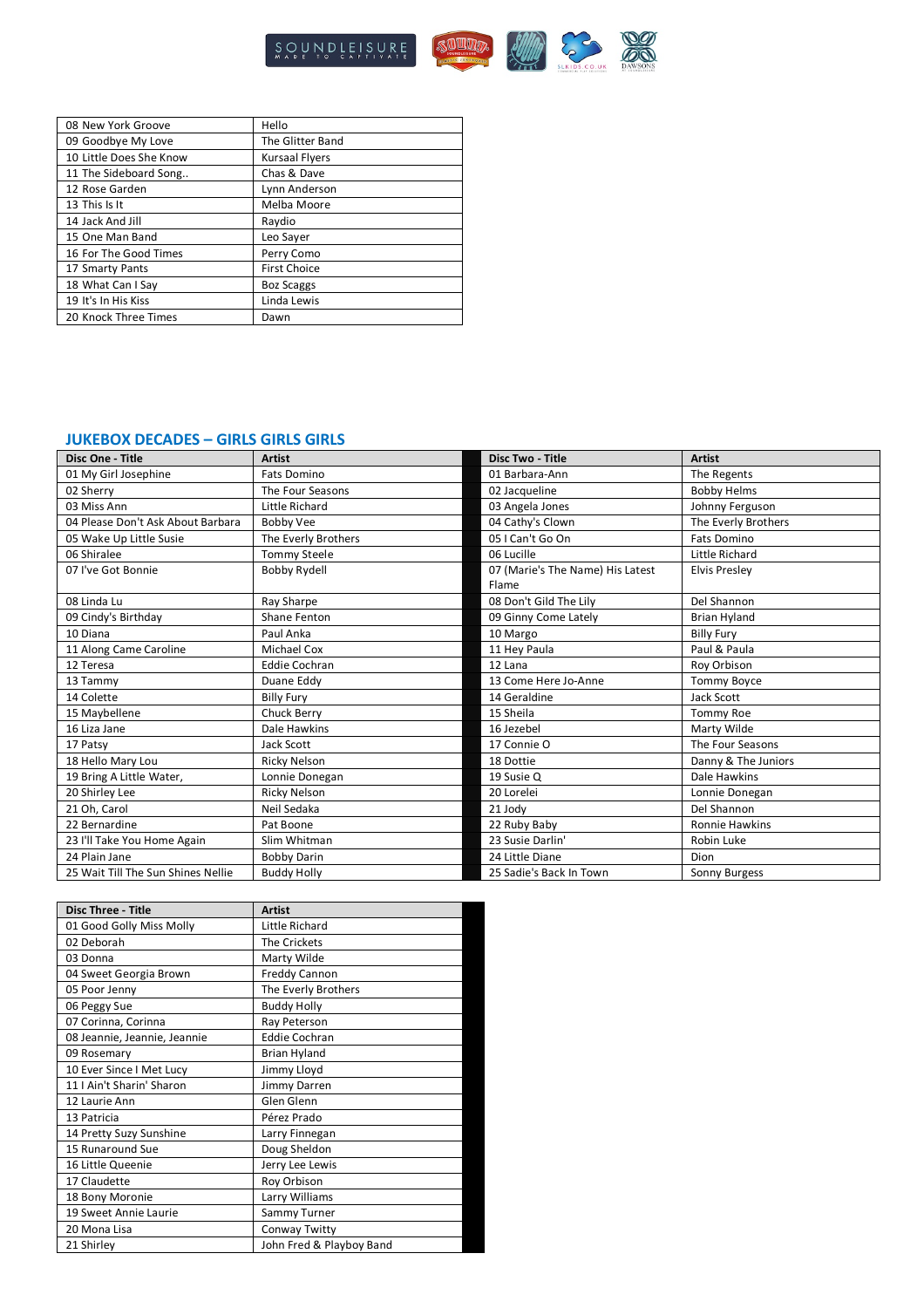| | |
|---|---|
| 08 New York Groove | Hello |
| 09 Goodbye My Love | The Glitter Band |
| 10 Little Does She Know | Kursaal Flyers |
| 11 The Sideboard Song.. | Chas & Dave |
| 12 Rose Garden | Lynn Anderson |
| 13 This Is It | Melba Moore |
| 14 Jack And Jill | Raydio |
| 15 One Man Band | Leo Sayer |
| 16 For The Good Times | Perry Como |
| 17 Smarty Pants | First Choice |
| 18 What Can I Say | Boz Scaggs |
| 19 It's In His Kiss | Linda Lewis |
| 20 Knock Three Times | Dawn |

## JUKEBOX DECADES – GIRLS GIRLS GIRLS

| Disc One - Title | Artist | Disc Two - Title | Artist |
|---|---|---|---|
| 01 My Girl Josephine | Fats Domino | 01 Barbara-Ann | The Regents |
| 02 Sherry | The Four Seasons | 02 Jacqueline | Bobby Helms |
| 03 Miss Ann | Little Richard | 03 Angela Jones | Johnny Ferguson |
| 04 Please Don't Ask About Barbara | Bobby Vee | 04 Cathy's Clown | The Everly Brothers |
| 05 Wake Up Little Susie | The Everly Brothers | 05 I Can't Go On | Fats Domino |
| 06 Shiralee | Tommy Steele | 06 Lucille | Little Richard |
| 07 I've Got Bonnie | Bobby Rydell | 07 (Marie's The Name) His Latest Flame | Elvis Presley |
| 08 Linda Lu | Ray Sharpe | 08 Don't Gild The Lily | Del Shannon |
| 09 Cindy's Birthday | Shane Fenton | 09 Ginny Come Lately | Brian Hyland |
| 10 Diana | Paul Anka | 10 Margo | Billy Fury |
| 11 Along Came Caroline | Michael Cox | 11 Hey Paula | Paul & Paula |
| 12 Teresa | Eddie Cochran | 12 Lana | Roy Orbison |
| 13 Tammy | Duane Eddy | 13 Come Here Jo-Anne | Tommy Boyce |
| 14 Colette | Billy Fury | 14 Geraldine | Jack Scott |
| 15 Maybellene | Chuck Berry | 15 Sheila | Tommy Roe |
| 16 Liza Jane | Dale Hawkins | 16 Jezebel | Marty Wilde |
| 17 Patsy | Jack Scott | 17 Connie O | The Four Seasons |
| 18 Hello Mary Lou | Ricky Nelson | 18 Dottie | Danny & The Juniors |
| 19 Bring A Little Water, | Lonnie Donegan | 19 Susie Q | Dale Hawkins |
| 20 Shirley Lee | Ricky Nelson | 20 Lorelei | Lonnie Donegan |
| 21 Oh, Carol | Neil Sedaka | 21 Jody | Del Shannon |
| 22 Bernardine | Pat Boone | 22 Ruby Baby | Ronnie Hawkins |
| 23 I'll Take You Home Again | Slim Whitman | 23 Susie Darlin' | Robin Luke |
| 24 Plain Jane | Bobby Darin | 24 Little Diane | Dion |
| 25 Wait Till The Sun Shines Nellie | Buddy Holly | 25 Sadie's Back In Town | Sonny Burgess |

| Disc Three - Title | Artist |
|---|---|
| 01 Good Golly Miss Molly | Little Richard |
| 02 Deborah | The Crickets |
| 03 Donna | Marty Wilde |
| 04 Sweet Georgia Brown | Freddy Cannon |
| 05 Poor Jenny | The Everly Brothers |
| 06 Peggy Sue | Buddy Holly |
| 07 Corinna, Corinna | Ray Peterson |
| 08 Jeannie, Jeannie, Jeannie | Eddie Cochran |
| 09 Rosemary | Brian Hyland |
| 10 Ever Since I Met Lucy | Jimmy Lloyd |
| 11 I Ain't Sharin' Sharon | Jimmy Darren |
| 12 Laurie Ann | Glen Glenn |
| 13 Patricia | Pérez Prado |
| 14 Pretty Suzy Sunshine | Larry Finnegan |
| 15 Runaround Sue | Doug Sheldon |
| 16 Little Queenie | Jerry Lee Lewis |
| 17 Claudette | Roy Orbison |
| 18 Bony Moronie | Larry Williams |
| 19 Sweet Annie Laurie | Sammy Turner |
| 20 Mona Lisa | Conway Twitty |
| 21 Shirley | John Fred & Playboy Band |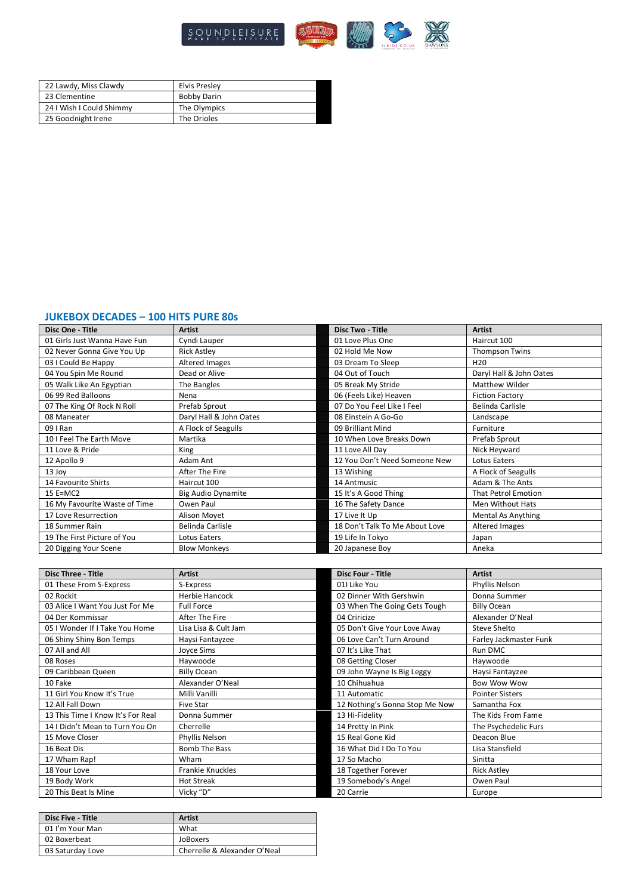| | |
|---|---|
| 22 Lawdy, Miss Clawdy | Elvis Presley |
| 23 Clementine | Bobby Darin |
| 24 I Wish I Could Shimmy | The Olympics |
| 25 Goodnight Irene | The Orioles |

## JUKEBOX DECADES – 100 HITS PURE 80s

| Disc One - Title | Artist |
|---|---|
| 01 Girls Just Wanna Have Fun | Cyndi Lauper |
| 02 Never Gonna Give You Up | Rick Astley |
| 03 I Could Be Happy | Altered Images |
| 04 You Spin Me Round | Dead or Alive |
| 05 Walk Like An Egyptian | The Bangles |
| 06 99 Red Balloons | Nena |
| 07 The King Of Rock N Roll | Prefab Sprout |
| 08 Maneater | Daryl Hall & John Oates |
| 09 I Ran | A Flock of Seagulls |
| 10 I Feel The Earth Move | Martika |
| 11 Love & Pride | King |
| 12 Apollo 9 | Adam Ant |
| 13 Joy | After The Fire |
| 14 Favourite Shirts | Haircut 100 |
| 15 E=MC2 | Big Audio Dynamite |
| 16 My Favourite Waste of Time | Owen Paul |
| 17 Love Resurrection | Alison Moyet |
| 18 Summer Rain | Belinda Carlisle |
| 19 The First Picture of You | Lotus Eaters |
| 20 Digging Your Scene | Blow Monkeys |

| Disc Two - Title | Artist |
|---|---|
| 01 Love Plus One | Haircut 100 |
| 02 Hold Me Now | Thompson Twins |
| 03 Dream To Sleep | H20 |
| 04 Out of Touch | Daryl Hall & John Oates |
| 05 Break My Stride | Matthew Wilder |
| 06 (Feels Like) Heaven | Fiction Factory |
| 07 Do You Feel Like I Feel | Belinda Carlisle |
| 08 Einstein A Go-Go | Landscape |
| 09 Brilliant Mind | Furniture |
| 10 When Love Breaks Down | Prefab Sprout |
| 11 Love All Day | Nick Heyward |
| 12 You Don't Need Someone New | Lotus Eaters |
| 13 Wishing | A Flock of Seagulls |
| 14 Antmusic | Adam & The Ants |
| 15 It's A Good Thing | That Petrol Emotion |
| 16 The Safety Dance | Men Without Hats |
| 17 Live It Up | Mental As Anything |
| 18 Don't Talk To Me About Love | Altered Images |
| 19 Life In Tokyo | Japan |
| 20 Japanese Boy | Aneka |

| Disc Three - Title | Artist |
|---|---|
| 01 These From S-Express | S-Express |
| 02 Rockit | Herbie Hancock |
| 03 Alice I Want You Just For Me | Full Force |
| 04 Der Kommissar | After The Fire |
| 05 I Wonder If I Take You Home | Lisa Lisa & Cult Jam |
| 06 Shiny Shiny Bon Temps | Haysi Fantayzee |
| 07 All and All | Joyce Sims |
| 08 Roses | Haywoode |
| 09 Caribbean Queen | Billy Ocean |
| 10 Fake | Alexander O'Neal |
| 11 Girl You Know It's True | Milli Vanilli |
| 12 All Fall Down | Five Star |
| 13 This Time I Know It's For Real | Donna Summer |
| 14 I Didn't Mean to Turn You On | Cherrelle |
| 15 Move Closer | Phyllis Nelson |
| 16 Beat Dis | Bomb The Bass |
| 17 Wham Rap! | Wham |
| 18 Your Love | Frankie Knuckles |
| 19 Body Work | Hot Streak |
| 20 This Beat Is Mine | Vicky "D" |

| Disc Four - Title | Artist |
|---|---|
| 01I Like You | Phyllis Nelson |
| 02 Dinner With Gershwin | Donna Summer |
| 03 When The Going Gets Tough | Billy Ocean |
| 04 Criricize | Alexander O'Neal |
| 05 Don't Give Your Love Away | Steve Shelto |
| 06 Love Can't Turn Around | Farley Jackmaster Funk |
| 07 It's Like That | Run DMC |
| 08 Getting Closer | Haywoode |
| 09 John Wayne Is Big Leggy | Haysi Fantayzee |
| 10 Chihuahua | Bow Wow Wow |
| 11 Automatic | Pointer Sisters |
| 12 Nothing's Gonna Stop Me Now | Samantha Fox |
| 13 Hi-Fidelity | The Kids From Fame |
| 14 Pretty In Pink | The Psychedelic Furs |
| 15 Real Gone Kid | Deacon Blue |
| 16 What Did I Do To You | Lisa Stansfield |
| 17 So Macho | Sinitta |
| 18 Together Forever | Rick Astley |
| 19 Somebody's Angel | Owen Paul |
| 20 Carrie | Europe |

| Disc Five - Title | Artist |
|---|---|
| 01 I'm Your Man | What |
| 02 Boxerbeat | JoBoxers |
| 03 Saturday Love | Cherrelle & Alexander O'Neal |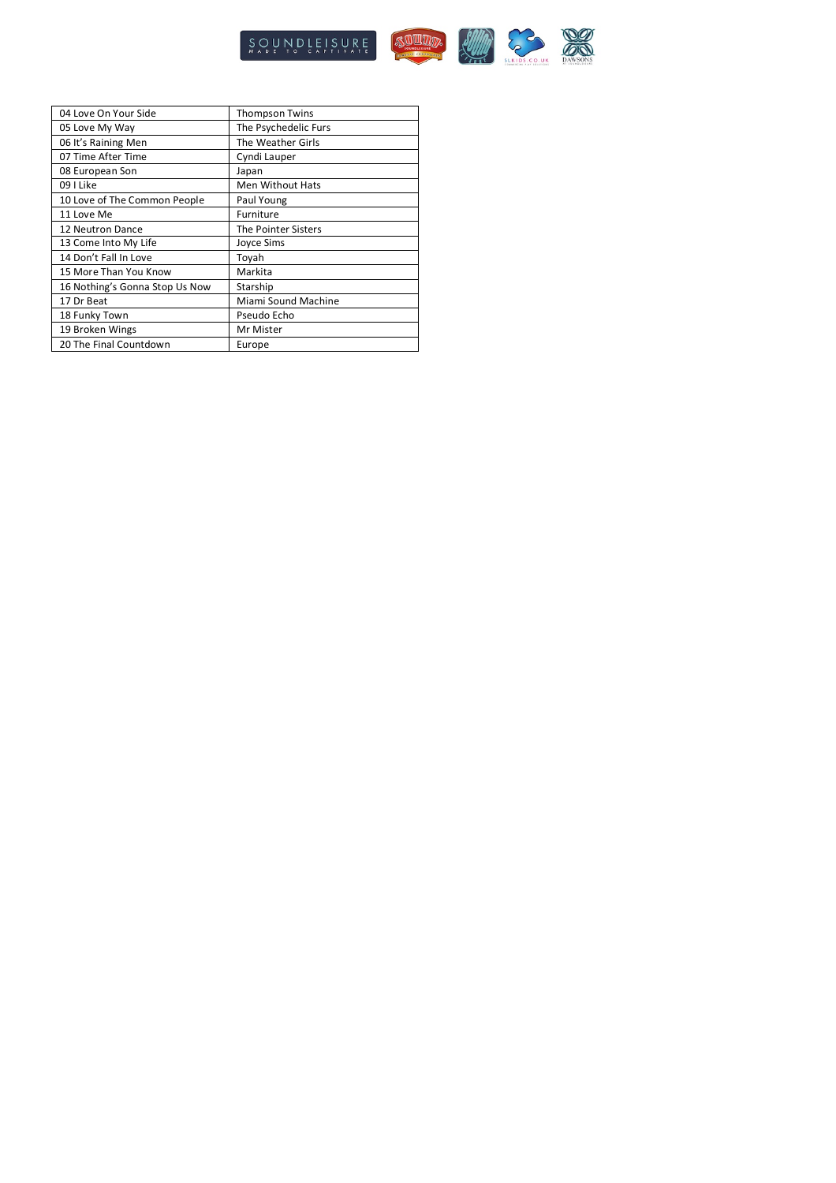| | |
|---|---|
| 04 Love On Your Side | Thompson Twins |
| 05 Love My Way | The Psychedelic Furs |
| 06 It's Raining Men | The Weather Girls |
| 07 Time After Time | Cyndi Lauper |
| 08 European Son | Japan |
| 09 I Like | Men Without Hats |
| 10 Love of The Common People | Paul Young |
| 11 Love Me | Furniture |
| 12 Neutron Dance | The Pointer Sisters |
| 13 Come Into My Life | Joyce Sims |
| 14 Don't Fall In Love | Toyah |
| 15 More Than You Know | Markita |
| 16 Nothing's Gonna Stop Us Now | Starship |
| 17 Dr Beat | Miami Sound Machine |
| 18 Funky Town | Pseudo Echo |
| 19 Broken Wings | Mr Mister |
| 20 The Final Countdown | Europe |